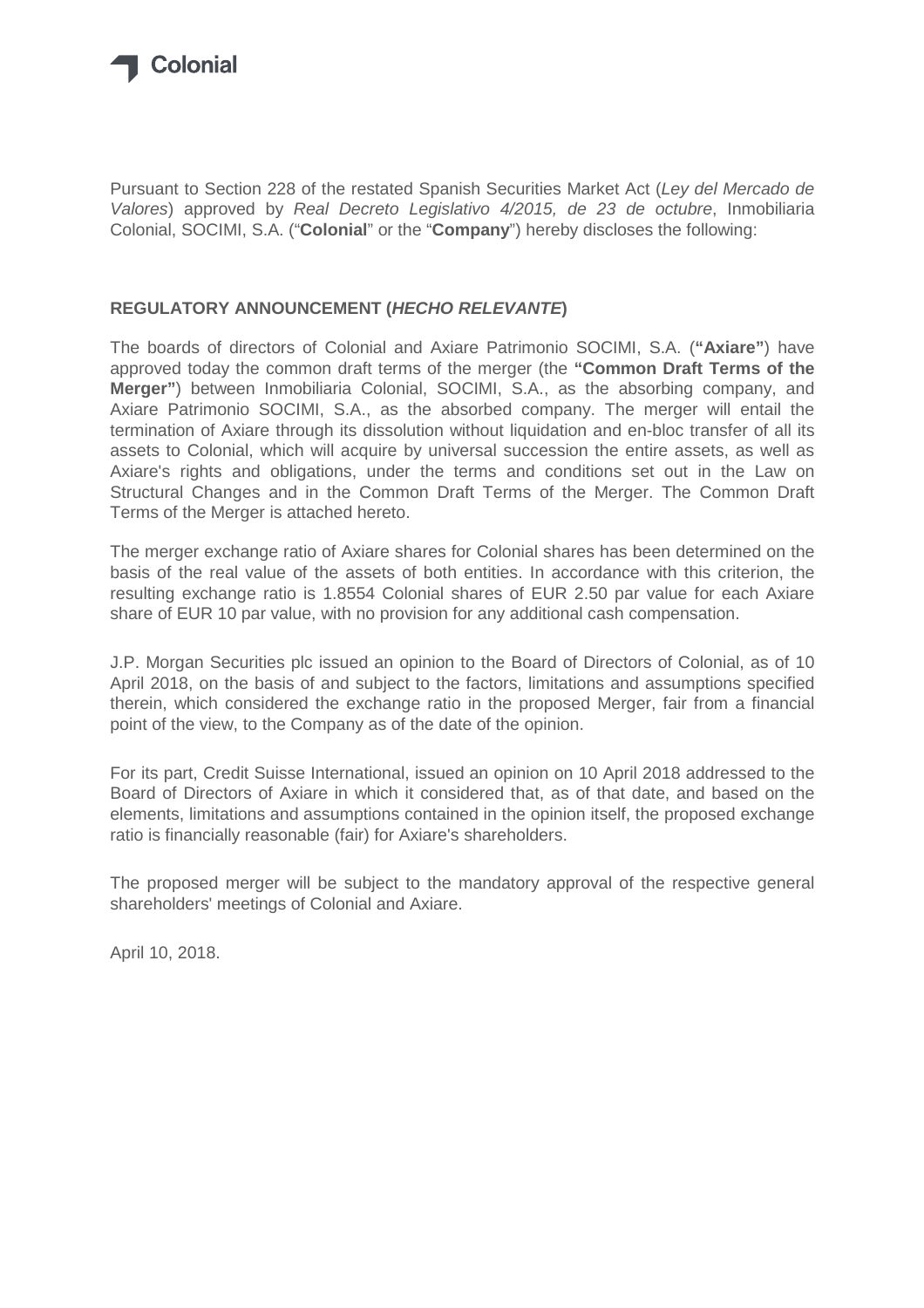Pursuant to Section 228 of the restated Spanish Securities Market Act (*Ley del Mercado de Valores*) approved by *Real Decreto Legislativo 4/2015, de 23 de octubre*, Inmobiliaria Colonial, SOCIMI, S.A. ("**Colonial**" or the "**Company**") hereby discloses the following:

## REGULATORY ANNOUNCEMENT (*HECHO RELEVANTE*)

The boards of directors of Colonial and Axiare Patrimonio SOCIMI, S.A. (**"Axiare"**) have approved today the common draft terms of the merger (the **"Common Draft Terms of the Merger"**) between Inmobiliaria Colonial, SOCIMI, S.A., as the absorbing company, and Axiare Patrimonio SOCIMI, S.A., as the absorbed company. The merger will entail the termination of Axiare through its dissolution without liquidation and en-bloc transfer of all its assets to Colonial, which will acquire by universal succession the entire assets, as well as Axiare's rights and obligations, under the terms and conditions set out in the Law on Structural Changes and in the Common Draft Terms of the Merger. The Common Draft Terms of the Merger is attached hereto.

The merger exchange ratio of Axiare shares for Colonial shares has been determined on the basis of the real value of the assets of both entities. In accordance with this criterion, the resulting exchange ratio is 1.8554 Colonial shares of EUR 2.50 par value for each Axiare share of EUR 10 par value, with no provision for any additional cash compensation.

J.P. Morgan Securities plc issued an opinion to the Board of Directors of Colonial, as of 10 April 2018, on the basis of and subject to the factors, limitations and assumptions specified therein, which considered the exchange ratio in the proposed Merger, fair from a financial point of the view, to the Company as of the date of the opinion.

For its part, Credit Suisse International, issued an opinion on 10 April 2018 addressed to the Board of Directors of Axiare in which it considered that, as of that date, and based on the elements, limitations and assumptions contained in the opinion itself, the proposed exchange ratio is financially reasonable (fair) for Axiare's shareholders.

The proposed merger will be subject to the mandatory approval of the respective general shareholders' meetings of Colonial and Axiare.

April 10, 2018.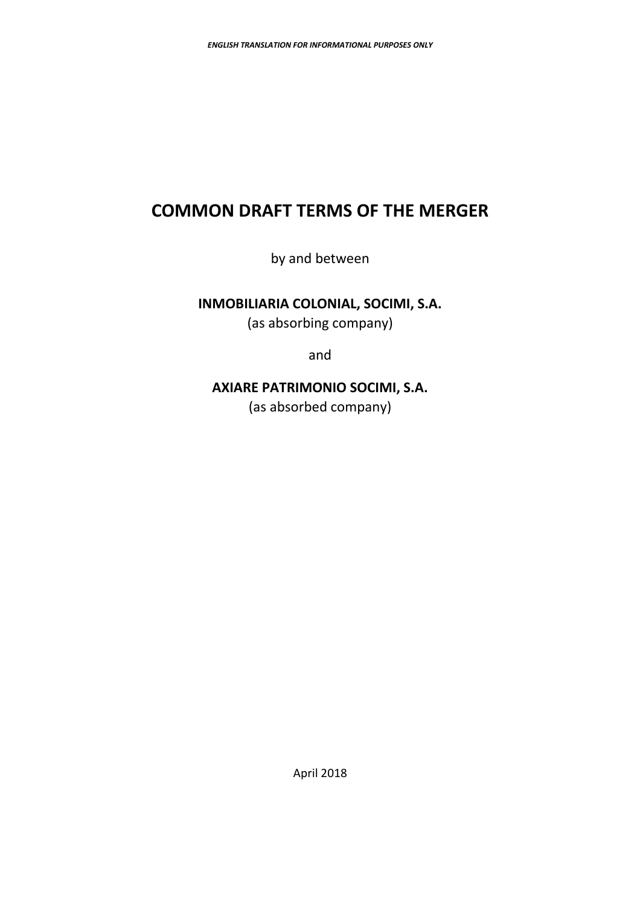*ENGLISH TRANSLATION FOR INFORMATIONAL PURPOSES ONLY*

# COMMON DRAFT TERMS OF THE MERGER

by and between

**INMOBILIARIA COLONIAL, SOCIMI, S.A.**

(as absorbing company)

and

**AXIARE PATRIMONIO SOCIMI, S.A.**

(as absorbed company)

April 2018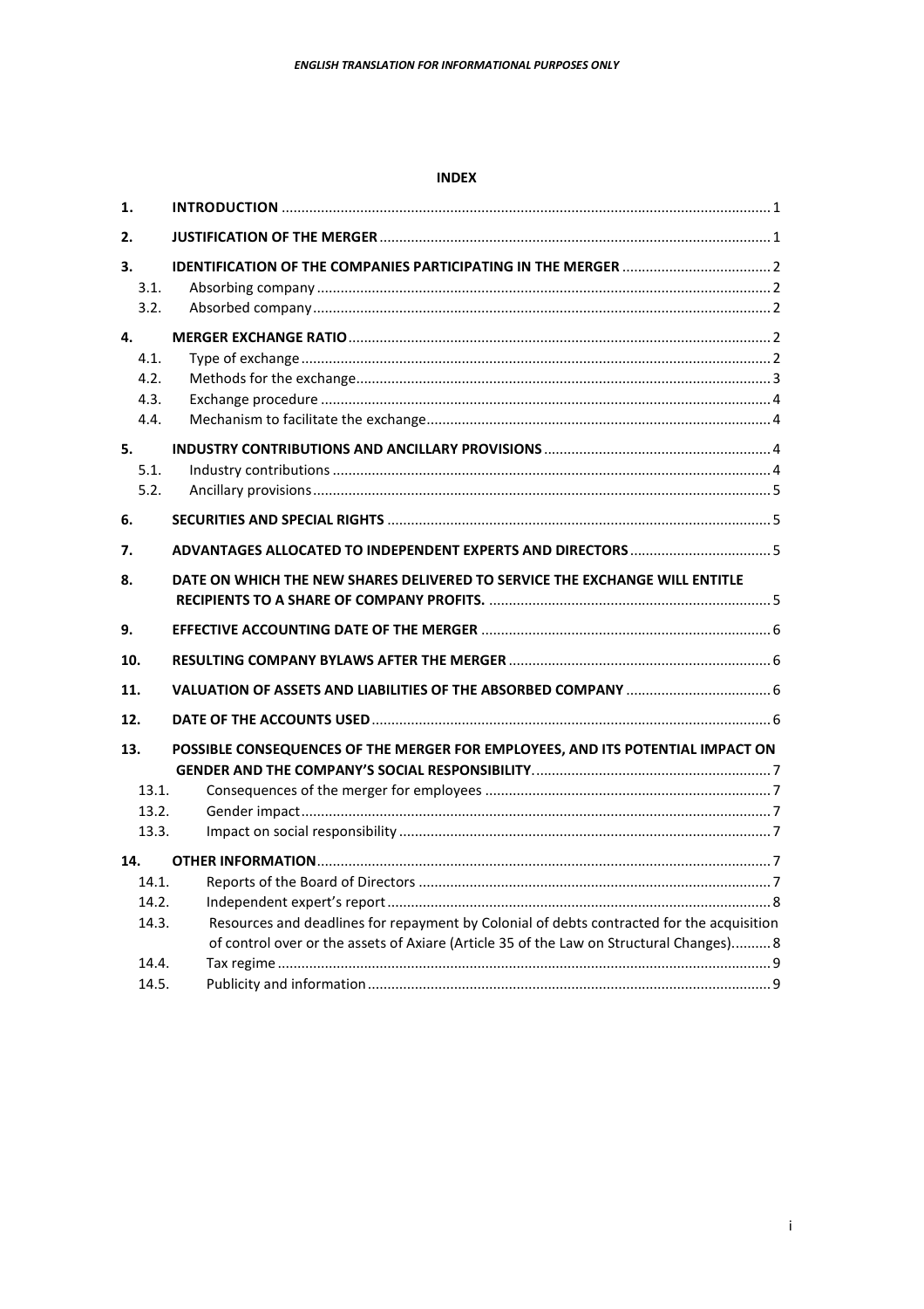**INDEX**

1. **INTRODUCTION** ........................................................................................................... 1
2. **JUSTIFICATION OF THE MERGER** .................................................................................. 1
3. **IDENTIFICATION OF THE COMPANIES PARTICIPATING IN THE MERGER** ...................................... 2
   - 3.1. Absorbing company ................................................................................................... 2
   - 3.2. Absorbed company .................................................................................................... 2
4. **MERGER EXCHANGE RATIO** ........................................................................................... 2
   - 4.1. Type of exchange ....................................................................................................... 2
   - 4.2. Methods for the exchange .......................................................................................... 3
   - 4.3. Exchange procedure .................................................................................................. 4
   - 4.4. Mechanism to facilitate the exchange ........................................................................ 4
5. **INDUSTRY CONTRIBUTIONS AND ANCILLARY PROVISIONS** ........................................................ 4
   - 5.1. Industry contributions ................................................................................................ 4
   - 5.2. Ancillary provisions .................................................................................................... 5
6. **SECURITIES AND SPECIAL RIGHTS** .................................................................................. 5
7. **ADVANTAGES ALLOCATED TO INDEPENDENT EXPERTS AND DIRECTORS** .................................... 5
8. **DATE ON WHICH THE NEW SHARES DELIVERED TO SERVICE THE EXCHANGE WILL ENTITLE RECIPIENTS TO A SHARE OF COMPANY PROFITS.** ........................................................................ 5
9. **EFFECTIVE ACCOUNTING DATE OF THE MERGER** .......................................................................... 6
10. **RESULTING COMPANY BYLAWS AFTER THE MERGER** .................................................................. 6
11. **VALUATION OF ASSETS AND LIABILITIES OF THE ABSORBED COMPANY** ..................................... 6
12. **DATE OF THE ACCOUNTS USED** ..................................................................................... 6
13. **POSSIBLE CONSEQUENCES OF THE MERGER FOR EMPLOYEES, AND ITS POTENTIAL IMPACT ON GENDER AND THE COMPANY'S SOCIAL RESPONSIBILITY** ............................................................ 7
    - 13.1. Consequences of the merger for employees ......................................................... 7
    - 13.2. Gender impact ....................................................................................................... 7
    - 13.3. Impact on social responsibility .............................................................................. 7
14. **OTHER INFORMATION** .................................................................................................. 7
    - 14.1. Reports of the Board of Directors ......................................................................... 7
    - 14.2. Independent expert's report ................................................................................. 8
    - 14.3. Resources and deadlines for repayment by Colonial of debts contracted for the acquisition of control over or the assets of Axiare (Article 35 of the Law on Structural Changes).......... 8
    - 14.4. Tax regime ............................................................................................................. 9
    - 14.5. Publicity and information ...................................................................................... 9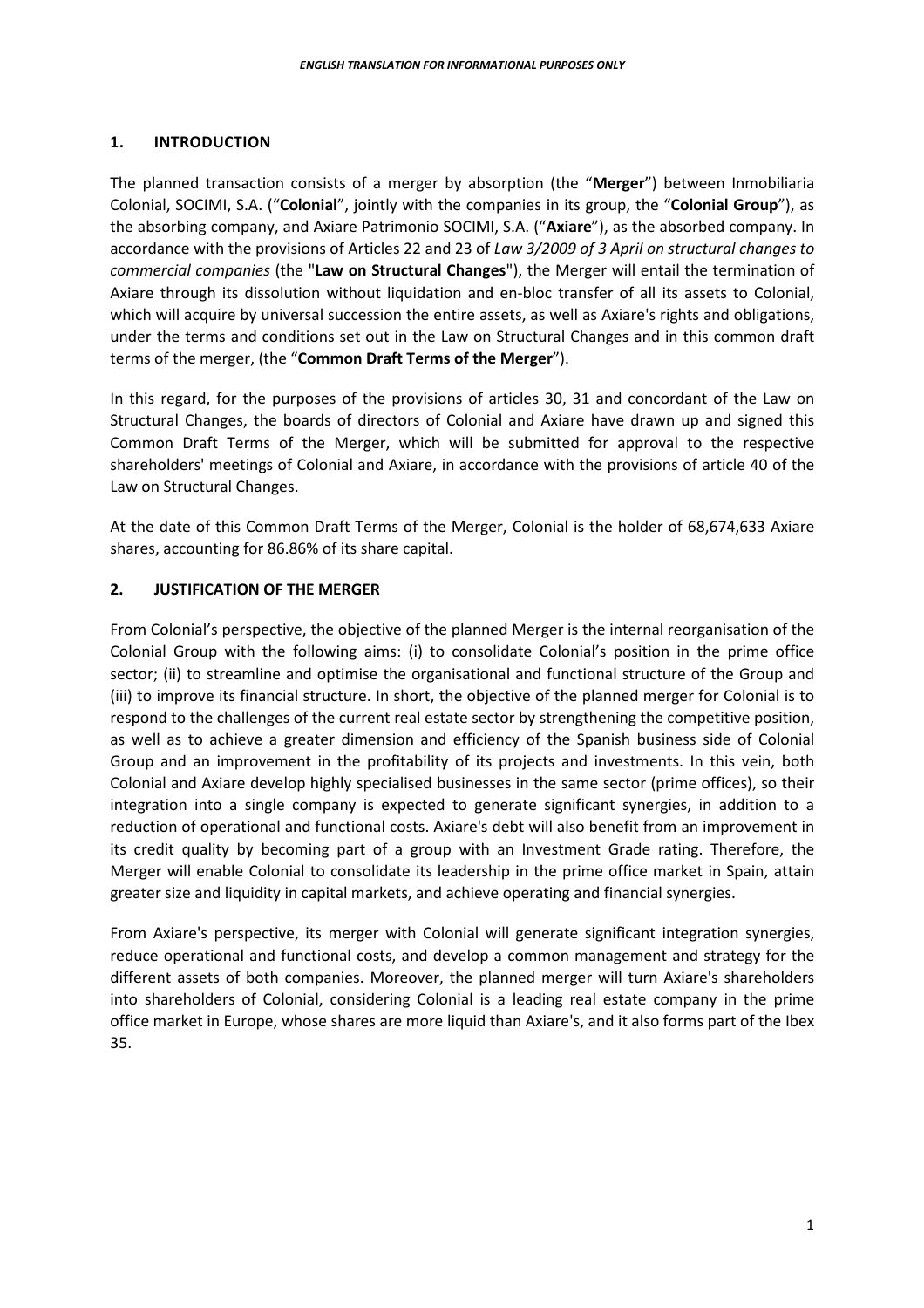## 1. INTRODUCTION

The planned transaction consists of a merger by absorption (the "**Merger**") between Inmobiliaria Colonial, SOCIMI, S.A. ("**Colonial**", jointly with the companies in its group, the "**Colonial Group**"), as the absorbing company, and Axiare Patrimonio SOCIMI, S.A. ("**Axiare**"), as the absorbed company. In accordance with the provisions of Articles 22 and 23 of *Law 3/2009 of 3 April on structural changes to commercial companies* (the "**Law on Structural Changes**"), the Merger will entail the termination of Axiare through its dissolution without liquidation and en-bloc transfer of all its assets to Colonial, which will acquire by universal succession the entire assets, as well as Axiare's rights and obligations, under the terms and conditions set out in the Law on Structural Changes and in this common draft terms of the merger, (the "**Common Draft Terms of the Merger**").

In this regard, for the purposes of the provisions of articles 30, 31 and concordant of the Law on Structural Changes, the boards of directors of Colonial and Axiare have drawn up and signed this Common Draft Terms of the Merger, which will be submitted for approval to the respective shareholders' meetings of Colonial and Axiare, in accordance with the provisions of article 40 of the Law on Structural Changes.

At the date of this Common Draft Terms of the Merger, Colonial is the holder of 68,674,633 Axiare shares, accounting for 86.86% of its share capital.

## 2. JUSTIFICATION OF THE MERGER

From Colonial's perspective, the objective of the planned Merger is the internal reorganisation of the Colonial Group with the following aims: (i) to consolidate Colonial's position in the prime office sector; (ii) to streamline and optimise the organisational and functional structure of the Group and (iii) to improve its financial structure. In short, the objective of the planned merger for Colonial is to respond to the challenges of the current real estate sector by strengthening the competitive position, as well as to achieve a greater dimension and efficiency of the Spanish business side of Colonial Group and an improvement in the profitability of its projects and investments. In this vein, both Colonial and Axiare develop highly specialised businesses in the same sector (prime offices), so their integration into a single company is expected to generate significant synergies, in addition to a reduction of operational and functional costs. Axiare's debt will also benefit from an improvement in its credit quality by becoming part of a group with an Investment Grade rating. Therefore, the Merger will enable Colonial to consolidate its leadership in the prime office market in Spain, attain greater size and liquidity in capital markets, and achieve operating and financial synergies.

From Axiare's perspective, its merger with Colonial will generate significant integration synergies, reduce operational and functional costs, and develop a common management and strategy for the different assets of both companies. Moreover, the planned merger will turn Axiare's shareholders into shareholders of Colonial, considering Colonial is a leading real estate company in the prime office market in Europe, whose shares are more liquid than Axiare's, and it also forms part of the Ibex 35.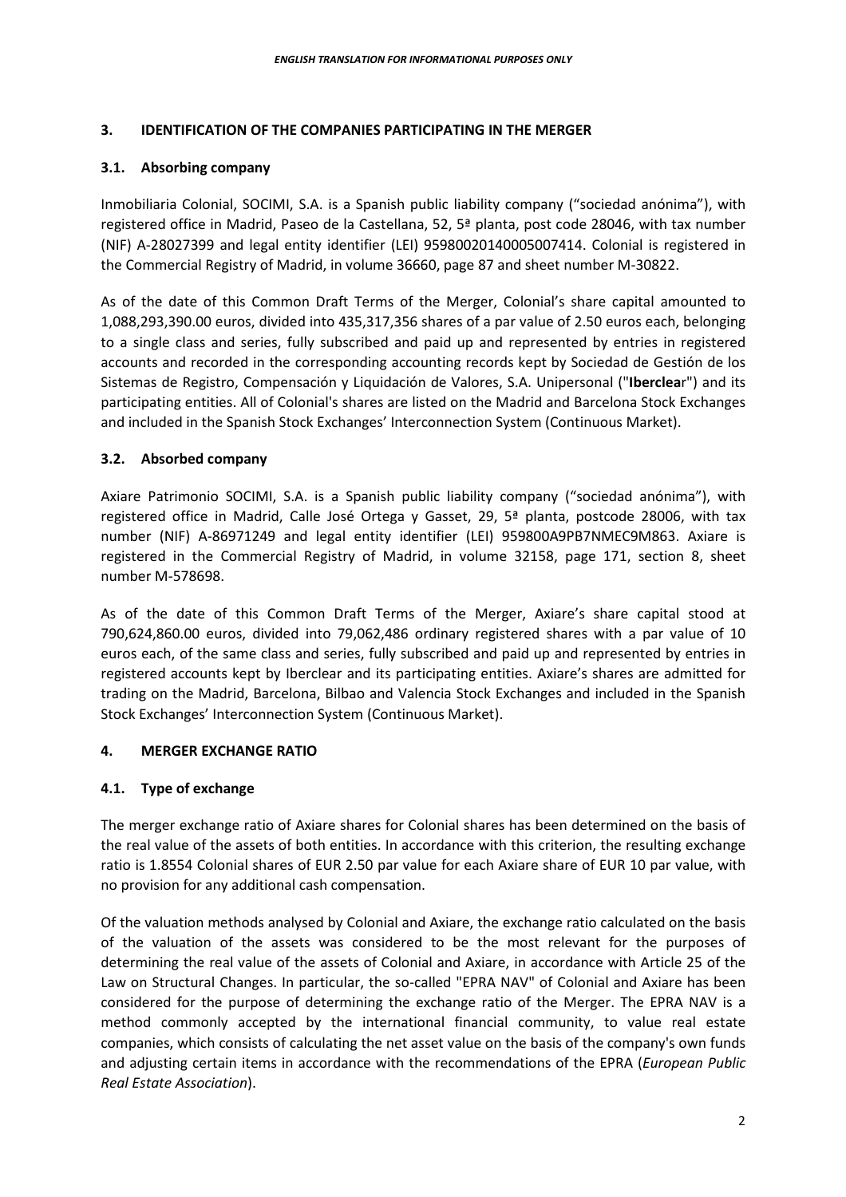## 3. IDENTIFICATION OF THE COMPANIES PARTICIPATING IN THE MERGER

### 3.1. Absorbing company

Inmobiliaria Colonial, SOCIMI, S.A. is a Spanish public liability company ("sociedad anónima"), with registered office in Madrid, Paseo de la Castellana, 52, 5ª planta, post code 28046, with tax number (NIF) A-28027399 and legal entity identifier (LEI) 95980020140005007414. Colonial is registered in the Commercial Registry of Madrid, in volume 36660, page 87 and sheet number M-30822.

As of the date of this Common Draft Terms of the Merger, Colonial's share capital amounted to 1,088,293,390.00 euros, divided into 435,317,356 shares of a par value of 2.50 euros each, belonging to a single class and series, fully subscribed and paid up and represented by entries in registered accounts and recorded in the corresponding accounting records kept by Sociedad de Gestión de los Sistemas de Registro, Compensación y Liquidación de Valores, S.A. Unipersonal ("**Iberclear**") and its participating entities. All of Colonial's shares are listed on the Madrid and Barcelona Stock Exchanges and included in the Spanish Stock Exchanges' Interconnection System (Continuous Market).

### 3.2. Absorbed company

Axiare Patrimonio SOCIMI, S.A. is a Spanish public liability company ("sociedad anónima"), with registered office in Madrid, Calle José Ortega y Gasset, 29, 5ª planta, postcode 28006, with tax number (NIF) A-86971249 and legal entity identifier (LEI) 959800A9PB7NMEC9M863. Axiare is registered in the Commercial Registry of Madrid, in volume 32158, page 171, section 8, sheet number M-578698.

As of the date of this Common Draft Terms of the Merger, Axiare's share capital stood at 790,624,860.00 euros, divided into 79,062,486 ordinary registered shares with a par value of 10 euros each, of the same class and series, fully subscribed and paid up and represented by entries in registered accounts kept by Iberclear and its participating entities. Axiare's shares are admitted for trading on the Madrid, Barcelona, Bilbao and Valencia Stock Exchanges and included in the Spanish Stock Exchanges' Interconnection System (Continuous Market).

## 4. MERGER EXCHANGE RATIO

### 4.1. Type of exchange

The merger exchange ratio of Axiare shares for Colonial shares has been determined on the basis of the real value of the assets of both entities. In accordance with this criterion, the resulting exchange ratio is 1.8554 Colonial shares of EUR 2.50 par value for each Axiare share of EUR 10 par value, with no provision for any additional cash compensation.

Of the valuation methods analysed by Colonial and Axiare, the exchange ratio calculated on the basis of the valuation of the assets was considered to be the most relevant for the purposes of determining the real value of the assets of Colonial and Axiare, in accordance with Article 25 of the Law on Structural Changes. In particular, the so-called "EPRA NAV" of Colonial and Axiare has been considered for the purpose of determining the exchange ratio of the Merger. The EPRA NAV is a method commonly accepted by the international financial community, to value real estate companies, which consists of calculating the net asset value on the basis of the company's own funds and adjusting certain items in accordance with the recommendations of the EPRA (*European Public Real Estate Association*).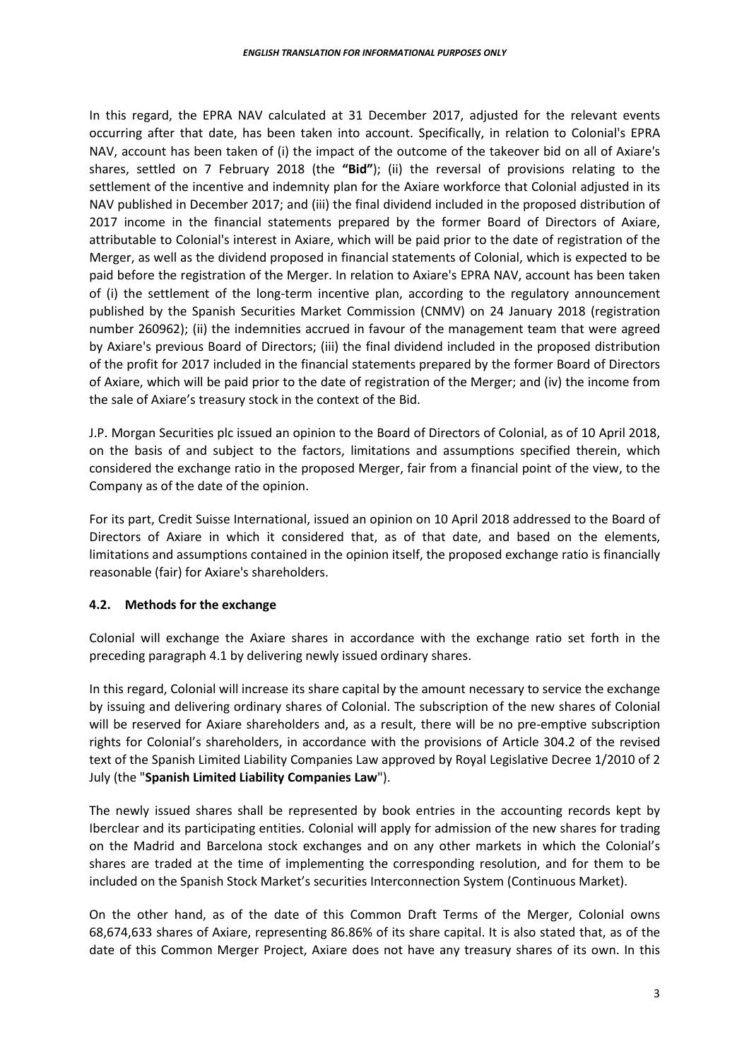In this regard, the EPRA NAV calculated at 31 December 2017, adjusted for the relevant events occurring after that date, has been taken into account. Specifically, in relation to Colonial's EPRA NAV, account has been taken of (i) the impact of the outcome of the takeover bid on all of Axiare's shares, settled on 7 February 2018 (the **"Bid"**); (ii) the reversal of provisions relating to the settlement of the incentive and indemnity plan for the Axiare workforce that Colonial adjusted in its NAV published in December 2017; and (iii) the final dividend included in the proposed distribution of 2017 income in the financial statements prepared by the former Board of Directors of Axiare, attributable to Colonial's interest in Axiare, which will be paid prior to the date of registration of the Merger, as well as the dividend proposed in financial statements of Colonial, which is expected to be paid before the registration of the Merger. In relation to Axiare's EPRA NAV, account has been taken of (i) the settlement of the long-term incentive plan, according to the regulatory announcement published by the Spanish Securities Market Commission (CNMV) on 24 January 2018 (registration number 260962); (ii) the indemnities accrued in favour of the management team that were agreed by Axiare's previous Board of Directors; (iii) the final dividend included in the proposed distribution of the profit for 2017 included in the financial statements prepared by the former Board of Directors of Axiare, which will be paid prior to the date of registration of the Merger; and (iv) the income from the sale of Axiare's treasury stock in the context of the Bid.

J.P. Morgan Securities plc issued an opinion to the Board of Directors of Colonial, as of 10 April 2018, on the basis of and subject to the factors, limitations and assumptions specified therein, which considered the exchange ratio in the proposed Merger, fair from a financial point of the view, to the Company as of the date of the opinion.

For its part, Credit Suisse International, issued an opinion on 10 April 2018 addressed to the Board of Directors of Axiare in which it considered that, as of that date, and based on the elements, limitations and assumptions contained in the opinion itself, the proposed exchange ratio is financially reasonable (fair) for Axiare's shareholders.

### 4.2. Methods for the exchange

Colonial will exchange the Axiare shares in accordance with the exchange ratio set forth in the preceding paragraph 4.1 by delivering newly issued ordinary shares.

In this regard, Colonial will increase its share capital by the amount necessary to service the exchange by issuing and delivering ordinary shares of Colonial. The subscription of the new shares of Colonial will be reserved for Axiare shareholders and, as a result, there will be no pre-emptive subscription rights for Colonial's shareholders, in accordance with the provisions of Article 304.2 of the revised text of the Spanish Limited Liability Companies Law approved by Royal Legislative Decree 1/2010 of 2 July (the "**Spanish Limited Liability Companies Law**").

The newly issued shares shall be represented by book entries in the accounting records kept by Iberclear and its participating entities. Colonial will apply for admission of the new shares for trading on the Madrid and Barcelona stock exchanges and on any other markets in which the Colonial's shares are traded at the time of implementing the corresponding resolution, and for them to be included on the Spanish Stock Market's securities Interconnection System (Continuous Market).

On the other hand, as of the date of this Common Draft Terms of the Merger, Colonial owns 68,674,633 shares of Axiare, representing 86.86% of its share capital. It is also stated that, as of the date of this Common Merger Project, Axiare does not have any treasury shares of its own. In this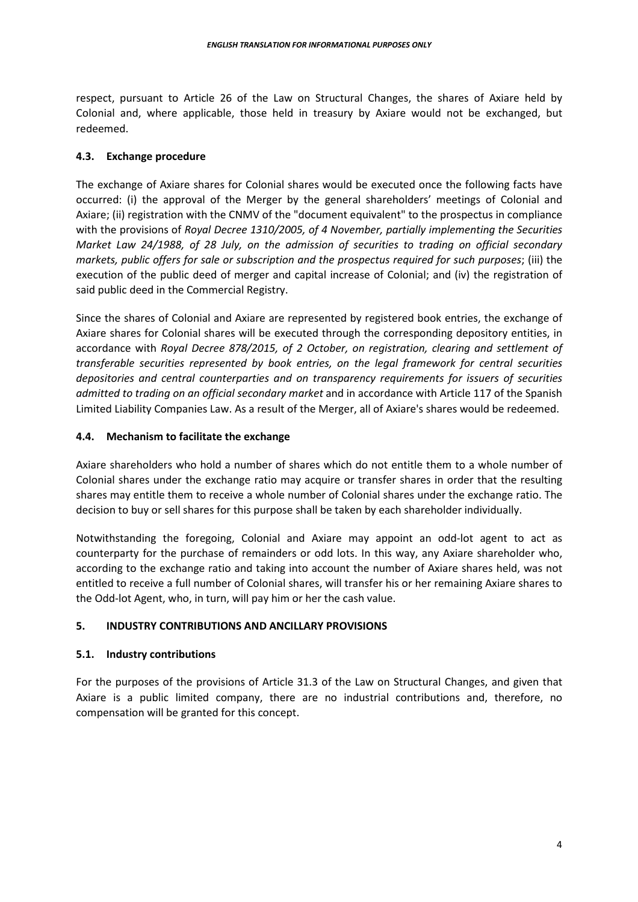respect, pursuant to Article 26 of the Law on Structural Changes, the shares of Axiare held by Colonial and, where applicable, those held in treasury by Axiare would not be exchanged, but redeemed.

### 4.3. Exchange procedure

The exchange of Axiare shares for Colonial shares would be executed once the following facts have occurred: (i) the approval of the Merger by the general shareholders' meetings of Colonial and Axiare; (ii) registration with the CNMV of the "document equivalent" to the prospectus in compliance with the provisions of *Royal Decree 1310/2005, of 4 November, partially implementing the Securities Market Law 24/1988, of 28 July, on the admission of securities to trading on official secondary markets, public offers for sale or subscription and the prospectus required for such purposes*; (iii) the execution of the public deed of merger and capital increase of Colonial; and (iv) the registration of said public deed in the Commercial Registry.

Since the shares of Colonial and Axiare are represented by registered book entries, the exchange of Axiare shares for Colonial shares will be executed through the corresponding depository entities, in accordance with *Royal Decree 878/2015, of 2 October, on registration, clearing and settlement of transferable securities represented by book entries, on the legal framework for central securities depositories and central counterparties and on transparency requirements for issuers of securities admitted to trading on an official secondary market* and in accordance with Article 117 of the Spanish Limited Liability Companies Law. As a result of the Merger, all of Axiare's shares would be redeemed.

### 4.4. Mechanism to facilitate the exchange

Axiare shareholders who hold a number of shares which do not entitle them to a whole number of Colonial shares under the exchange ratio may acquire or transfer shares in order that the resulting shares may entitle them to receive a whole number of Colonial shares under the exchange ratio. The decision to buy or sell shares for this purpose shall be taken by each shareholder individually.

Notwithstanding the foregoing, Colonial and Axiare may appoint an odd-lot agent to act as counterparty for the purchase of remainders or odd lots. In this way, any Axiare shareholder who, according to the exchange ratio and taking into account the number of Axiare shares held, was not entitled to receive a full number of Colonial shares, will transfer his or her remaining Axiare shares to the Odd-lot Agent, who, in turn, will pay him or her the cash value.

## 5. INDUSTRY CONTRIBUTIONS AND ANCILLARY PROVISIONS

### 5.1. Industry contributions

For the purposes of the provisions of Article 31.3 of the Law on Structural Changes, and given that Axiare is a public limited company, there are no industrial contributions and, therefore, no compensation will be granted for this concept.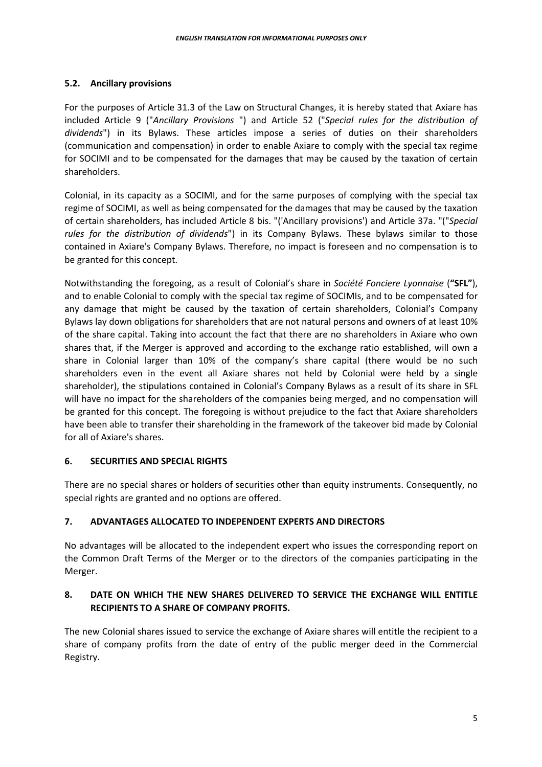### 5.2. Ancillary provisions

For the purposes of Article 31.3 of the Law on Structural Changes, it is hereby stated that Axiare has included Article 9 ("*Ancillary Provisions* ") and Article 52 ("*Special rules for the distribution of dividends*") in its Bylaws. These articles impose a series of duties on their shareholders (communication and compensation) in order to enable Axiare to comply with the special tax regime for SOCIMI and to be compensated for the damages that may be caused by the taxation of certain shareholders.

Colonial, in its capacity as a SOCIMI, and for the same purposes of complying with the special tax regime of SOCIMI, as well as being compensated for the damages that may be caused by the taxation of certain shareholders, has included Article 8 bis. "('Ancillary provisions') and Article 37a. "("*Special rules for the distribution of dividends*") in its Company Bylaws. These bylaws similar to those contained in Axiare's Company Bylaws. Therefore, no impact is foreseen and no compensation is to be granted for this concept.

Notwithstanding the foregoing, as a result of Colonial's share in *Société Fonciere Lyonnaise* (**"SFL"**), and to enable Colonial to comply with the special tax regime of SOCIMIs, and to be compensated for any damage that might be caused by the taxation of certain shareholders, Colonial's Company Bylaws lay down obligations for shareholders that are not natural persons and owners of at least 10% of the share capital. Taking into account the fact that there are no shareholders in Axiare who own shares that, if the Merger is approved and according to the exchange ratio established, will own a share in Colonial larger than 10% of the company's share capital (there would be no such shareholders even in the event all Axiare shares not held by Colonial were held by a single shareholder), the stipulations contained in Colonial's Company Bylaws as a result of its share in SFL will have no impact for the shareholders of the companies being merged, and no compensation will be granted for this concept. The foregoing is without prejudice to the fact that Axiare shareholders have been able to transfer their shareholding in the framework of the takeover bid made by Colonial for all of Axiare's shares.

## 6. SECURITIES AND SPECIAL RIGHTS

There are no special shares or holders of securities other than equity instruments. Consequently, no special rights are granted and no options are offered.

## 7. ADVANTAGES ALLOCATED TO INDEPENDENT EXPERTS AND DIRECTORS

No advantages will be allocated to the independent expert who issues the corresponding report on the Common Draft Terms of the Merger or to the directors of the companies participating in the Merger.

## 8. DATE ON WHICH THE NEW SHARES DELIVERED TO SERVICE THE EXCHANGE WILL ENTITLE RECIPIENTS TO A SHARE OF COMPANY PROFITS.

The new Colonial shares issued to service the exchange of Axiare shares will entitle the recipient to a share of company profits from the date of entry of the public merger deed in the Commercial Registry.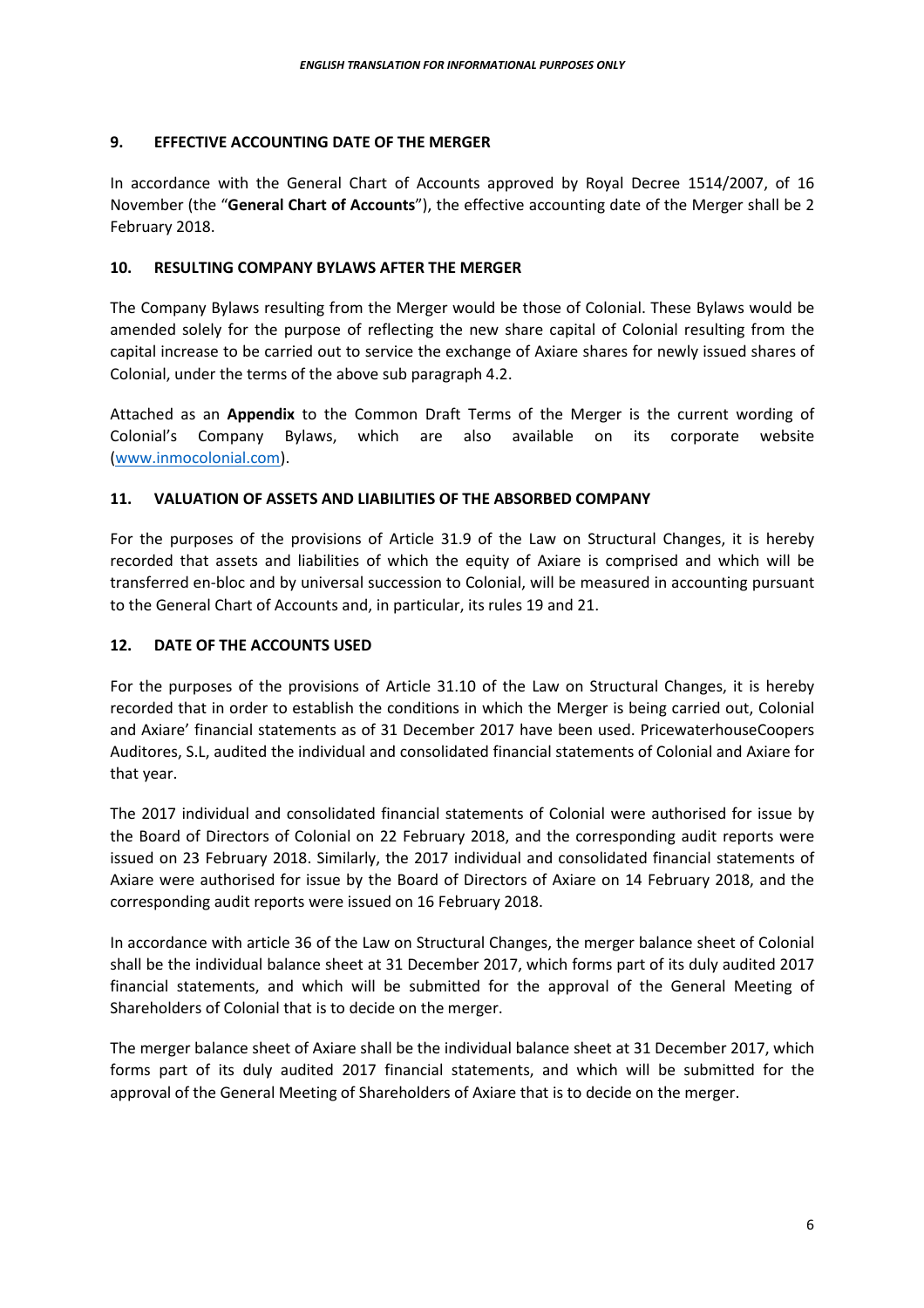## 9. EFFECTIVE ACCOUNTING DATE OF THE MERGER

In accordance with the General Chart of Accounts approved by Royal Decree 1514/2007, of 16 November (the "**General Chart of Accounts**"), the effective accounting date of the Merger shall be 2 February 2018.

## 10. RESULTING COMPANY BYLAWS AFTER THE MERGER

The Company Bylaws resulting from the Merger would be those of Colonial. These Bylaws would be amended solely for the purpose of reflecting the new share capital of Colonial resulting from the capital increase to be carried out to service the exchange of Axiare shares for newly issued shares of Colonial, under the terms of the above sub paragraph 4.2.

Attached as an **Appendix** to the Common Draft Terms of the Merger is the current wording of Colonial's Company Bylaws, which are also available on its corporate website (www.inmocolonial.com).

## 11. VALUATION OF ASSETS AND LIABILITIES OF THE ABSORBED COMPANY

For the purposes of the provisions of Article 31.9 of the Law on Structural Changes, it is hereby recorded that assets and liabilities of which the equity of Axiare is comprised and which will be transferred en-bloc and by universal succession to Colonial, will be measured in accounting pursuant to the General Chart of Accounts and, in particular, its rules 19 and 21.

## 12. DATE OF THE ACCOUNTS USED

For the purposes of the provisions of Article 31.10 of the Law on Structural Changes, it is hereby recorded that in order to establish the conditions in which the Merger is being carried out, Colonial and Axiare' financial statements as of 31 December 2017 have been used. PricewaterhouseCoopers Auditores, S.L, audited the individual and consolidated financial statements of Colonial and Axiare for that year.

The 2017 individual and consolidated financial statements of Colonial were authorised for issue by the Board of Directors of Colonial on 22 February 2018, and the corresponding audit reports were issued on 23 February 2018. Similarly, the 2017 individual and consolidated financial statements of Axiare were authorised for issue by the Board of Directors of Axiare on 14 February 2018, and the corresponding audit reports were issued on 16 February 2018.

In accordance with article 36 of the Law on Structural Changes, the merger balance sheet of Colonial shall be the individual balance sheet at 31 December 2017, which forms part of its duly audited 2017 financial statements, and which will be submitted for the approval of the General Meeting of Shareholders of Colonial that is to decide on the merger.

The merger balance sheet of Axiare shall be the individual balance sheet at 31 December 2017, which forms part of its duly audited 2017 financial statements, and which will be submitted for the approval of the General Meeting of Shareholders of Axiare that is to decide on the merger.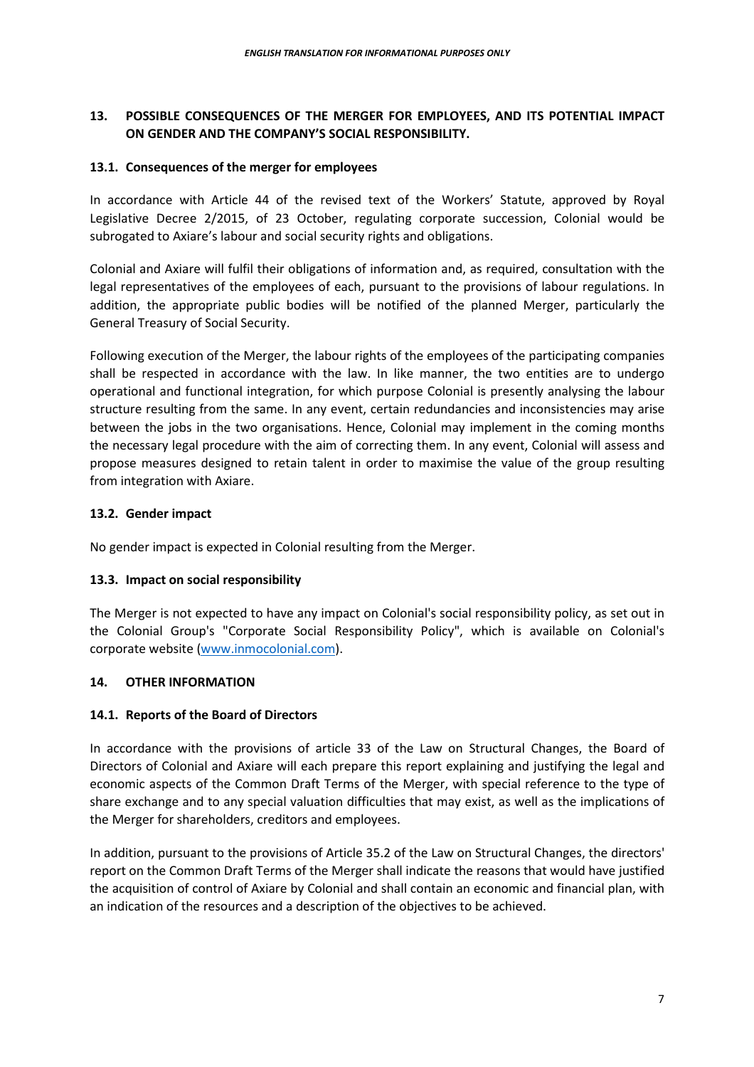## 13. POSSIBLE CONSEQUENCES OF THE MERGER FOR EMPLOYEES, AND ITS POTENTIAL IMPACT ON GENDER AND THE COMPANY'S SOCIAL RESPONSIBILITY.

### 13.1. Consequences of the merger for employees

In accordance with Article 44 of the revised text of the Workers' Statute, approved by Royal Legislative Decree 2/2015, of 23 October, regulating corporate succession, Colonial would be subrogated to Axiare's labour and social security rights and obligations.

Colonial and Axiare will fulfil their obligations of information and, as required, consultation with the legal representatives of the employees of each, pursuant to the provisions of labour regulations. In addition, the appropriate public bodies will be notified of the planned Merger, particularly the General Treasury of Social Security.

Following execution of the Merger, the labour rights of the employees of the participating companies shall be respected in accordance with the law. In like manner, the two entities are to undergo operational and functional integration, for which purpose Colonial is presently analysing the labour structure resulting from the same. In any event, certain redundancies and inconsistencies may arise between the jobs in the two organisations. Hence, Colonial may implement in the coming months the necessary legal procedure with the aim of correcting them. In any event, Colonial will assess and propose measures designed to retain talent in order to maximise the value of the group resulting from integration with Axiare.

### 13.2. Gender impact

No gender impact is expected in Colonial resulting from the Merger.

### 13.3. Impact on social responsibility

The Merger is not expected to have any impact on Colonial's social responsibility policy, as set out in the Colonial Group's "Corporate Social Responsibility Policy", which is available on Colonial's corporate website (www.inmocolonial.com).

## 14. OTHER INFORMATION

### 14.1. Reports of the Board of Directors

In accordance with the provisions of article 33 of the Law on Structural Changes, the Board of Directors of Colonial and Axiare will each prepare this report explaining and justifying the legal and economic aspects of the Common Draft Terms of the Merger, with special reference to the type of share exchange and to any special valuation difficulties that may exist, as well as the implications of the Merger for shareholders, creditors and employees.

In addition, pursuant to the provisions of Article 35.2 of the Law on Structural Changes, the directors' report on the Common Draft Terms of the Merger shall indicate the reasons that would have justified the acquisition of control of Axiare by Colonial and shall contain an economic and financial plan, with an indication of the resources and a description of the objectives to be achieved.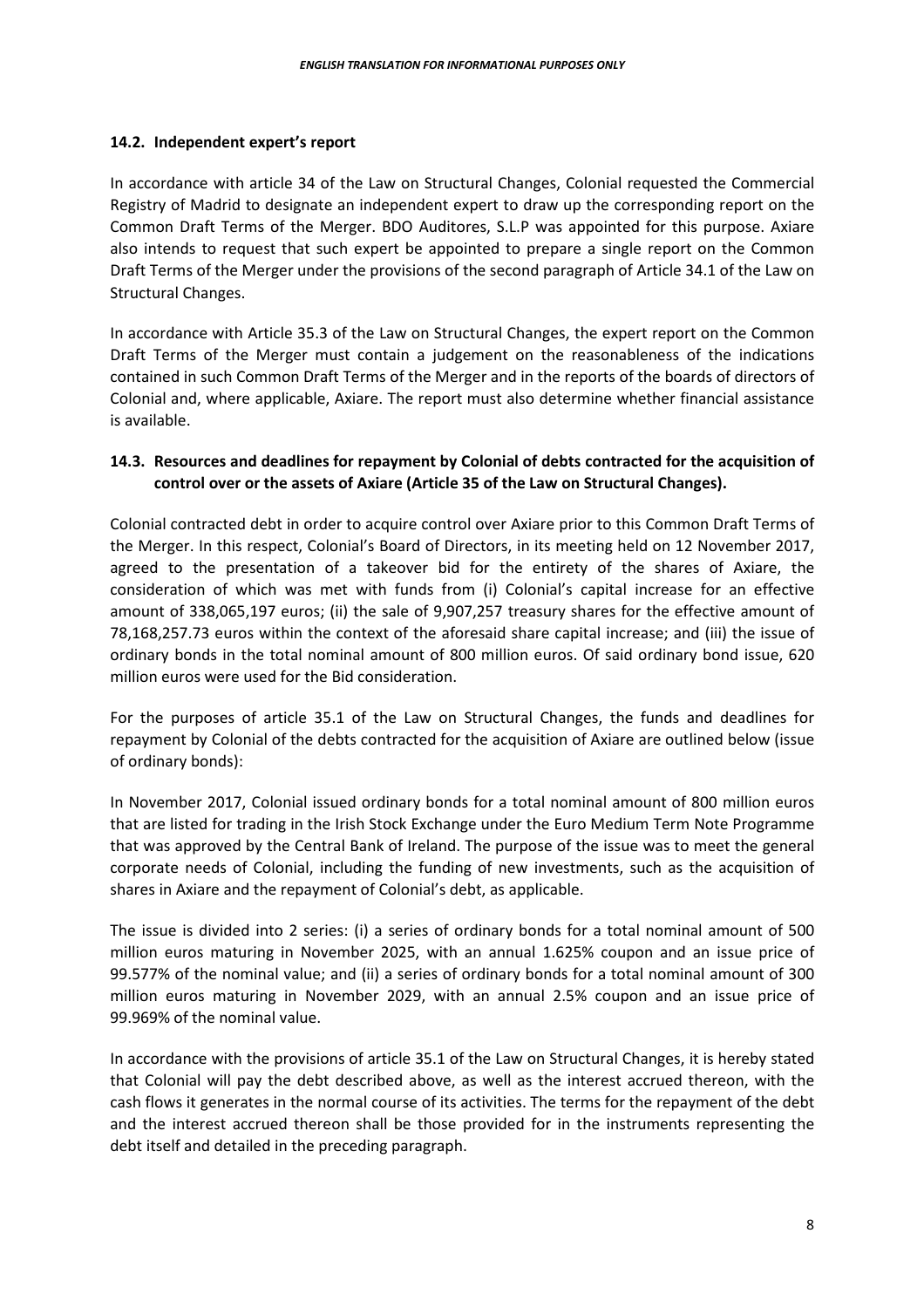### 14.2. Independent expert's report

In accordance with article 34 of the Law on Structural Changes, Colonial requested the Commercial Registry of Madrid to designate an independent expert to draw up the corresponding report on the Common Draft Terms of the Merger. BDO Auditores, S.L.P was appointed for this purpose. Axiare also intends to request that such expert be appointed to prepare a single report on the Common Draft Terms of the Merger under the provisions of the second paragraph of Article 34.1 of the Law on Structural Changes.

In accordance with Article 35.3 of the Law on Structural Changes, the expert report on the Common Draft Terms of the Merger must contain a judgement on the reasonableness of the indications contained in such Common Draft Terms of the Merger and in the reports of the boards of directors of Colonial and, where applicable, Axiare. The report must also determine whether financial assistance is available.

### 14.3. Resources and deadlines for repayment by Colonial of debts contracted for the acquisition of control over or the assets of Axiare (Article 35 of the Law on Structural Changes).

Colonial contracted debt in order to acquire control over Axiare prior to this Common Draft Terms of the Merger. In this respect, Colonial's Board of Directors, in its meeting held on 12 November 2017, agreed to the presentation of a takeover bid for the entirety of the shares of Axiare, the consideration of which was met with funds from (i) Colonial's capital increase for an effective amount of 338,065,197 euros; (ii) the sale of 9,907,257 treasury shares for the effective amount of 78,168,257.73 euros within the context of the aforesaid share capital increase; and (iii) the issue of ordinary bonds in the total nominal amount of 800 million euros. Of said ordinary bond issue, 620 million euros were used for the Bid consideration.

For the purposes of article 35.1 of the Law on Structural Changes, the funds and deadlines for repayment by Colonial of the debts contracted for the acquisition of Axiare are outlined below (issue of ordinary bonds):

In November 2017, Colonial issued ordinary bonds for a total nominal amount of 800 million euros that are listed for trading in the Irish Stock Exchange under the Euro Medium Term Note Programme that was approved by the Central Bank of Ireland. The purpose of the issue was to meet the general corporate needs of Colonial, including the funding of new investments, such as the acquisition of shares in Axiare and the repayment of Colonial's debt, as applicable.

The issue is divided into 2 series: (i) a series of ordinary bonds for a total nominal amount of 500 million euros maturing in November 2025, with an annual 1.625% coupon and an issue price of 99.577% of the nominal value; and (ii) a series of ordinary bonds for a total nominal amount of 300 million euros maturing in November 2029, with an annual 2.5% coupon and an issue price of 99.969% of the nominal value.

In accordance with the provisions of article 35.1 of the Law on Structural Changes, it is hereby stated that Colonial will pay the debt described above, as well as the interest accrued thereon, with the cash flows it generates in the normal course of its activities. The terms for the repayment of the debt and the interest accrued thereon shall be those provided for in the instruments representing the debt itself and detailed in the preceding paragraph.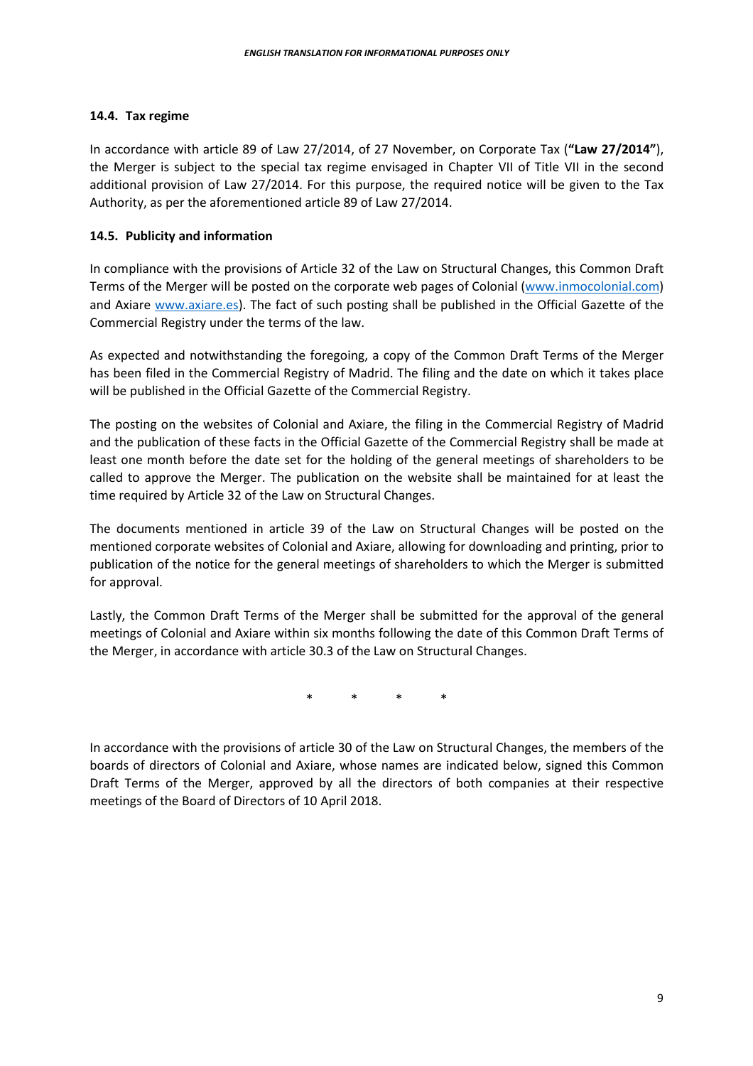### 14.4. Tax regime

In accordance with article 89 of Law 27/2014, of 27 November, on Corporate Tax (**"Law 27/2014"**), the Merger is subject to the special tax regime envisaged in Chapter VII of Title VII in the second additional provision of Law 27/2014. For this purpose, the required notice will be given to the Tax Authority, as per the aforementioned article 89 of Law 27/2014.

### 14.5. Publicity and information

In compliance with the provisions of Article 32 of the Law on Structural Changes, this Common Draft Terms of the Merger will be posted on the corporate web pages of Colonial (www.inmocolonial.com) and Axiare www.axiare.es). The fact of such posting shall be published in the Official Gazette of the Commercial Registry under the terms of the law.

As expected and notwithstanding the foregoing, a copy of the Common Draft Terms of the Merger has been filed in the Commercial Registry of Madrid. The filing and the date on which it takes place will be published in the Official Gazette of the Commercial Registry.

The posting on the websites of Colonial and Axiare, the filing in the Commercial Registry of Madrid and the publication of these facts in the Official Gazette of the Commercial Registry shall be made at least one month before the date set for the holding of the general meetings of shareholders to be called to approve the Merger. The publication on the website shall be maintained for at least the time required by Article 32 of the Law on Structural Changes.

The documents mentioned in article 39 of the Law on Structural Changes will be posted on the mentioned corporate websites of Colonial and Axiare, allowing for downloading and printing, prior to publication of the notice for the general meetings of shareholders to which the Merger is submitted for approval.

Lastly, the Common Draft Terms of the Merger shall be submitted for the approval of the general meetings of Colonial and Axiare within six months following the date of this Common Draft Terms of the Merger, in accordance with article 30.3 of the Law on Structural Changes.

\* \* \* \*

In accordance with the provisions of article 30 of the Law on Structural Changes, the members of the boards of directors of Colonial and Axiare, whose names are indicated below, signed this Common Draft Terms of the Merger, approved by all the directors of both companies at their respective meetings of the Board of Directors of 10 April 2018.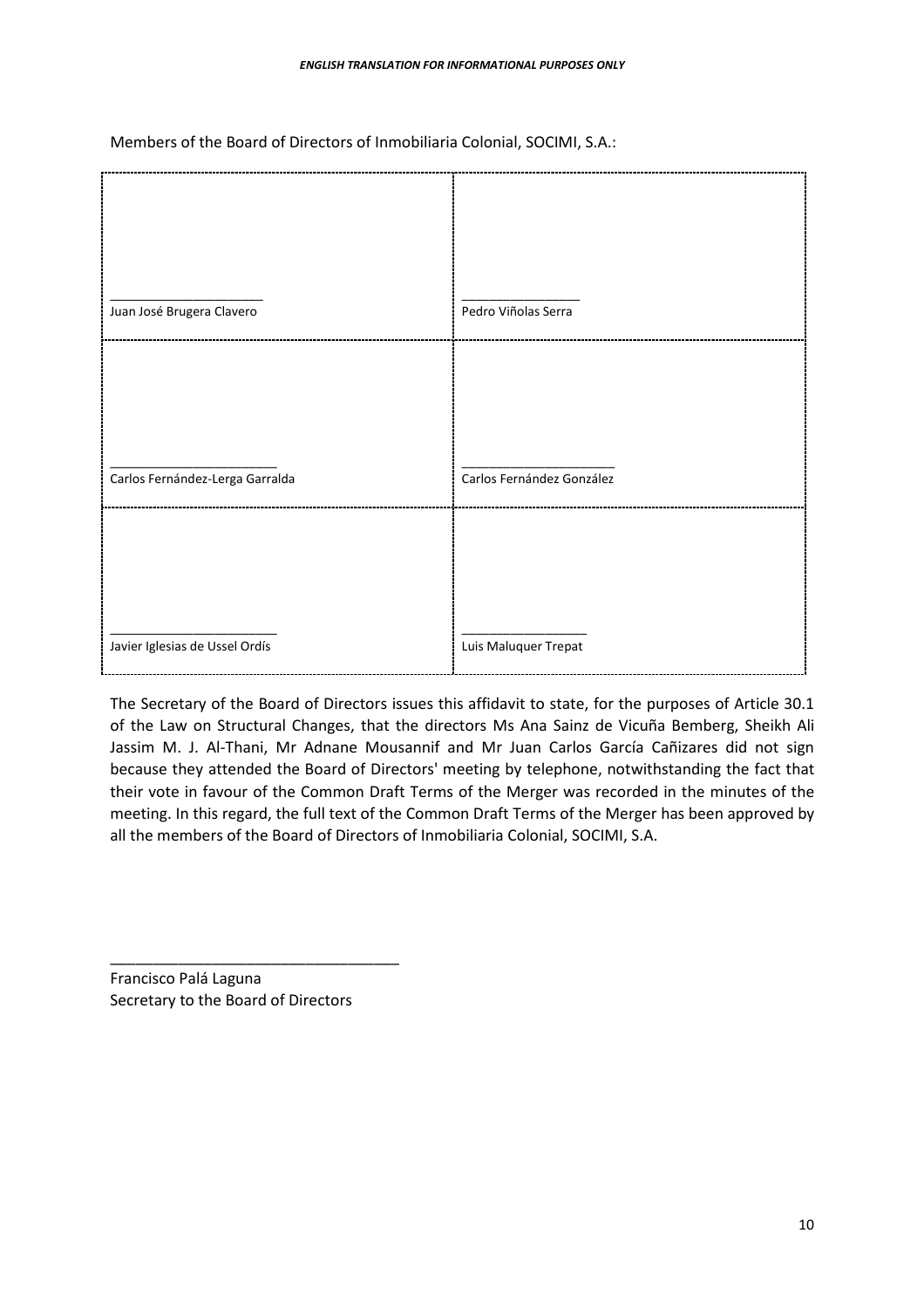Members of the Board of Directors of Inmobiliaria Colonial, SOCIMI, S.A.:

| | |
|---|---|
| \_\_\_\_\_\_\_\_\_\_\_\_\_\_\_\_\_\_\_\_\_\_<br>Juan José Brugera Clavero | \_\_\_\_\_\_\_\_\_\_\_\_\_\_\_\_\_\_<br>Pedro Viñolas Serra |
| \_\_\_\_\_\_\_\_\_\_\_\_\_\_\_\_\_\_\_\_\_\_<br>Carlos Fernández-Lerga Garralda | \_\_\_\_\_\_\_\_\_\_\_\_\_\_\_\_\_\_\_\_\_\_<br>Carlos Fernández González |
| \_\_\_\_\_\_\_\_\_\_\_\_\_\_\_\_\_\_\_\_\_\_<br>Javier Iglesias de Ussel Ordís | \_\_\_\_\_\_\_\_\_\_\_\_\_\_\_\_\_\_<br>Luis Maluquer Trepat |

The Secretary of the Board of Directors issues this affidavit to state, for the purposes of Article 30.1 of the Law on Structural Changes, that the directors Ms Ana Sainz de Vicuña Bemberg, Sheikh Ali Jassim M. J. Al-Thani, Mr Adnane Mousannif and Mr Juan Carlos García Cañizares did not sign because they attended the Board of Directors' meeting by telephone, notwithstanding the fact that their vote in favour of the Common Draft Terms of the Merger was recorded in the minutes of the meeting. In this regard, the full text of the Common Draft Terms of the Merger has been approved by all the members of the Board of Directors of Inmobiliaria Colonial, SOCIMI, S.A.

\_\_\_\_\_\_\_\_\_\_\_\_\_\_\_\_\_\_\_\_\_\_\_\_\_\_\_\_\_\_\_\_\_\_\_

Francisco Palá Laguna
Secretary to the Board of Directors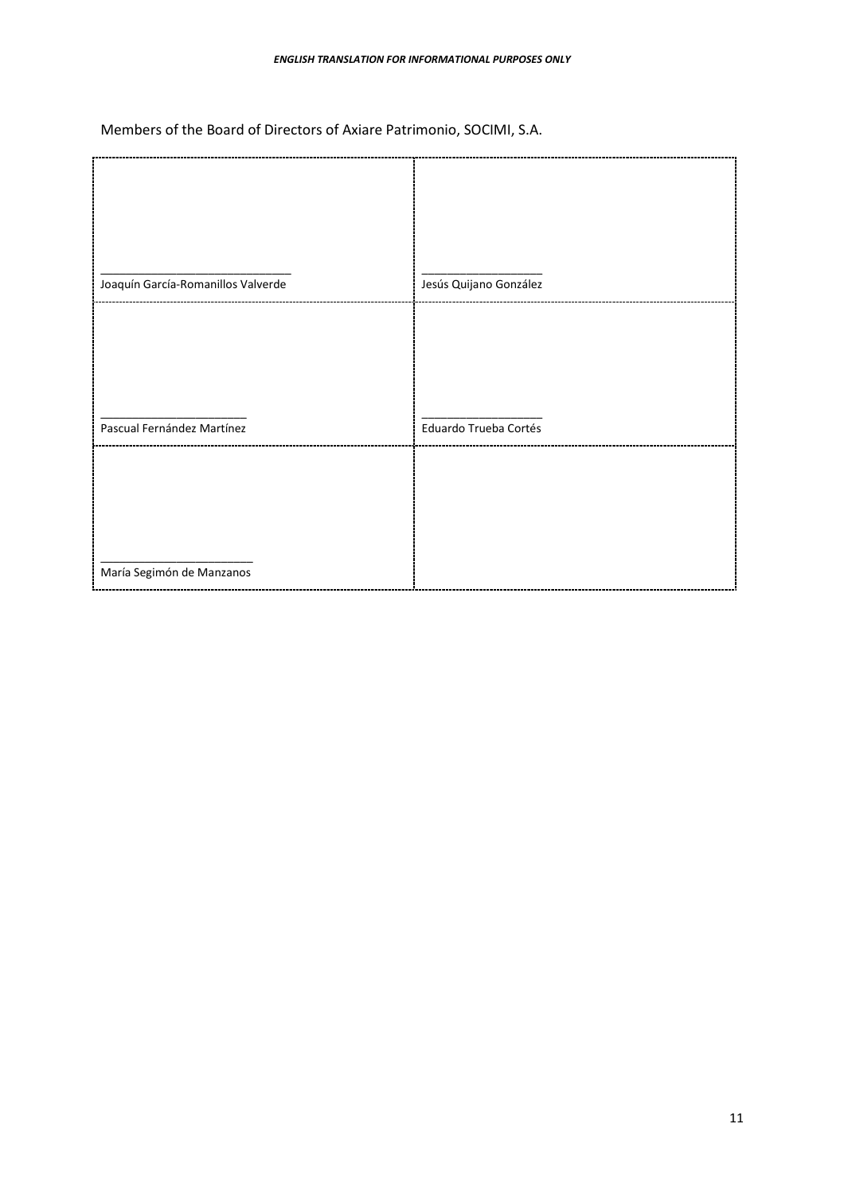Members of the Board of Directors of Axiare Patrimonio, SOCIMI, S.A.

| | |
|---|---|
| ______________________________<br>Joaquín García-Romanillos Valverde | ___________________<br>Jesús Quijano González |
| ________________________<br>Pascual Fernández Martínez | ___________________<br>Eduardo Trueba Cortés |
| ________________________<br>María Segimón de Manzanos | |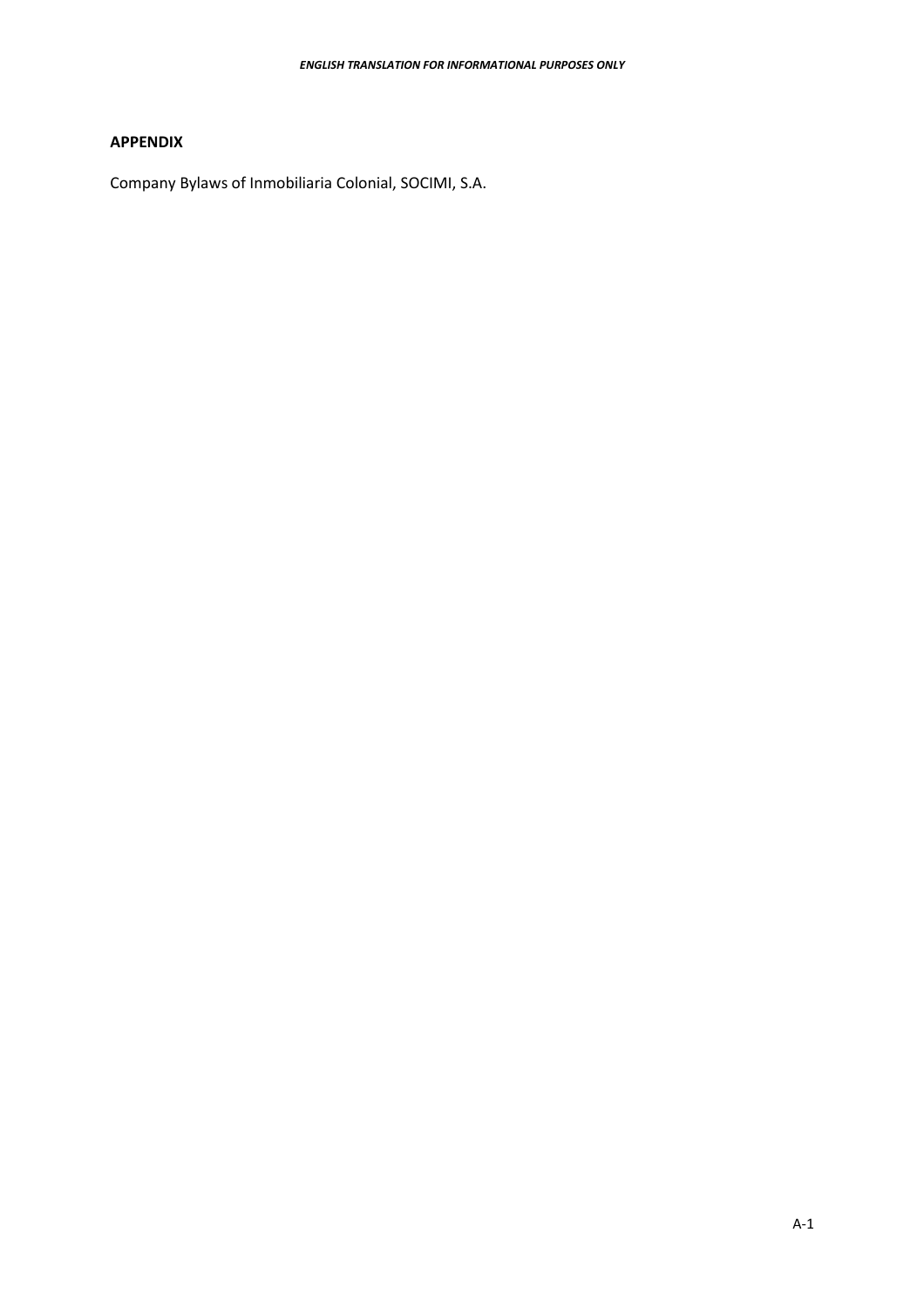**APPENDIX**

Company Bylaws of Inmobiliaria Colonial, SOCIMI, S.A.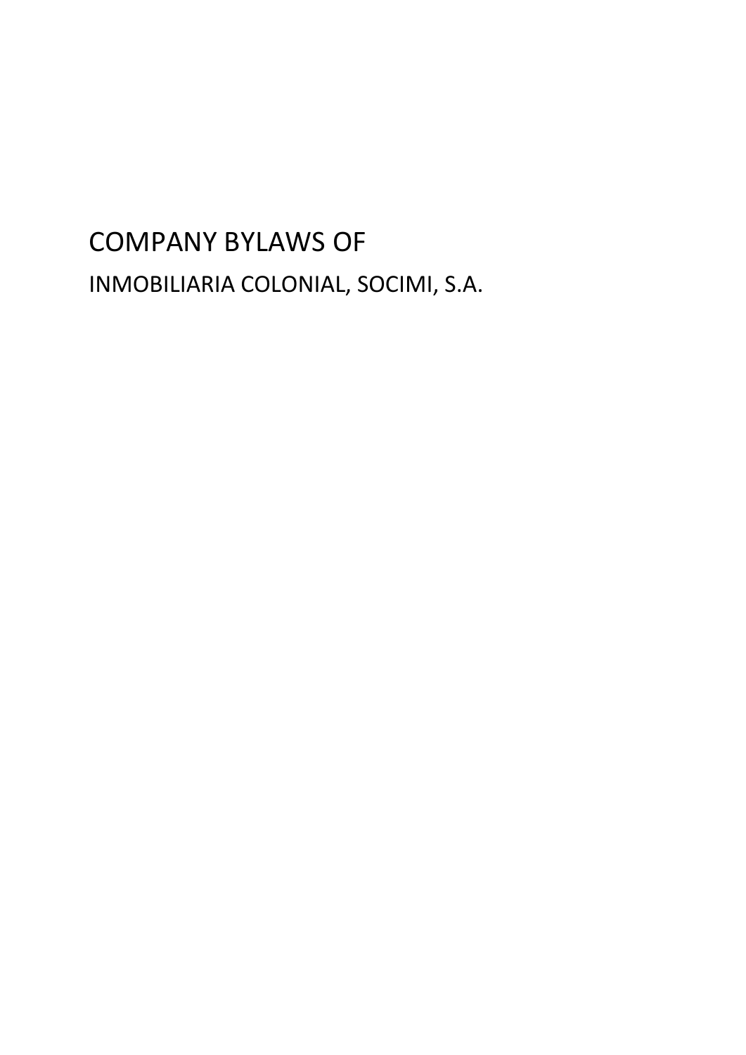# COMPANY BYLAWS OF

INMOBILIARIA COLONIAL, SOCIMI, S.A.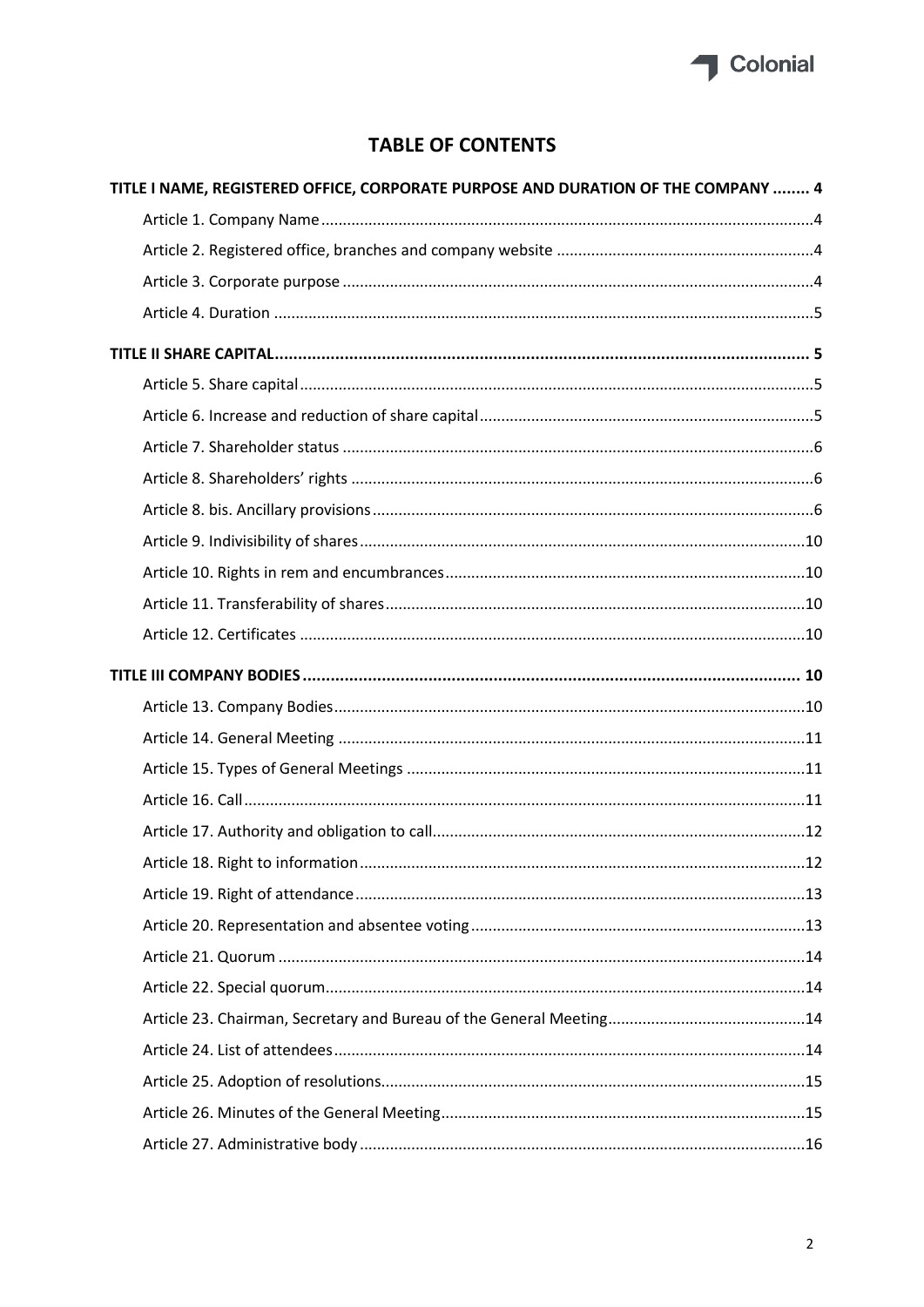## TABLE OF CONTENTS

**TITLE I NAME, REGISTERED OFFICE, CORPORATE PURPOSE AND DURATION OF THE COMPANY ........ 4**

Article 1. Company Name ........ 4

Article 2. Registered office, branches and company website ........ 4

Article 3. Corporate purpose ........ 4

Article 4. Duration ........ 5

**TITLE II SHARE CAPITAL ........ 5**

Article 5. Share capital ........ 5

Article 6. Increase and reduction of share capital ........ 5

Article 7. Shareholder status ........ 6

Article 8. Shareholders' rights ........ 6

Article 8. bis. Ancillary provisions ........ 6

Article 9. Indivisibility of shares ........ 10

Article 10. Rights in rem and encumbrances ........ 10

Article 11. Transferability of shares ........ 10

Article 12. Certificates ........ 10

**TITLE III COMPANY BODIES ........ 10**

Article 13. Company Bodies ........ 10

Article 14. General Meeting ........ 11

Article 15. Types of General Meetings ........ 11

Article 16. Call ........ 11

Article 17. Authority and obligation to call ........ 12

Article 18. Right to information ........ 12

Article 19. Right of attendance ........ 13

Article 20. Representation and absentee voting ........ 13

Article 21. Quorum ........ 14

Article 22. Special quorum ........ 14

Article 23. Chairman, Secretary and Bureau of the General Meeting ........ 14

Article 24. List of attendees ........ 14

Article 25. Adoption of resolutions ........ 15

Article 26. Minutes of the General Meeting ........ 15

Article 27. Administrative body ........ 16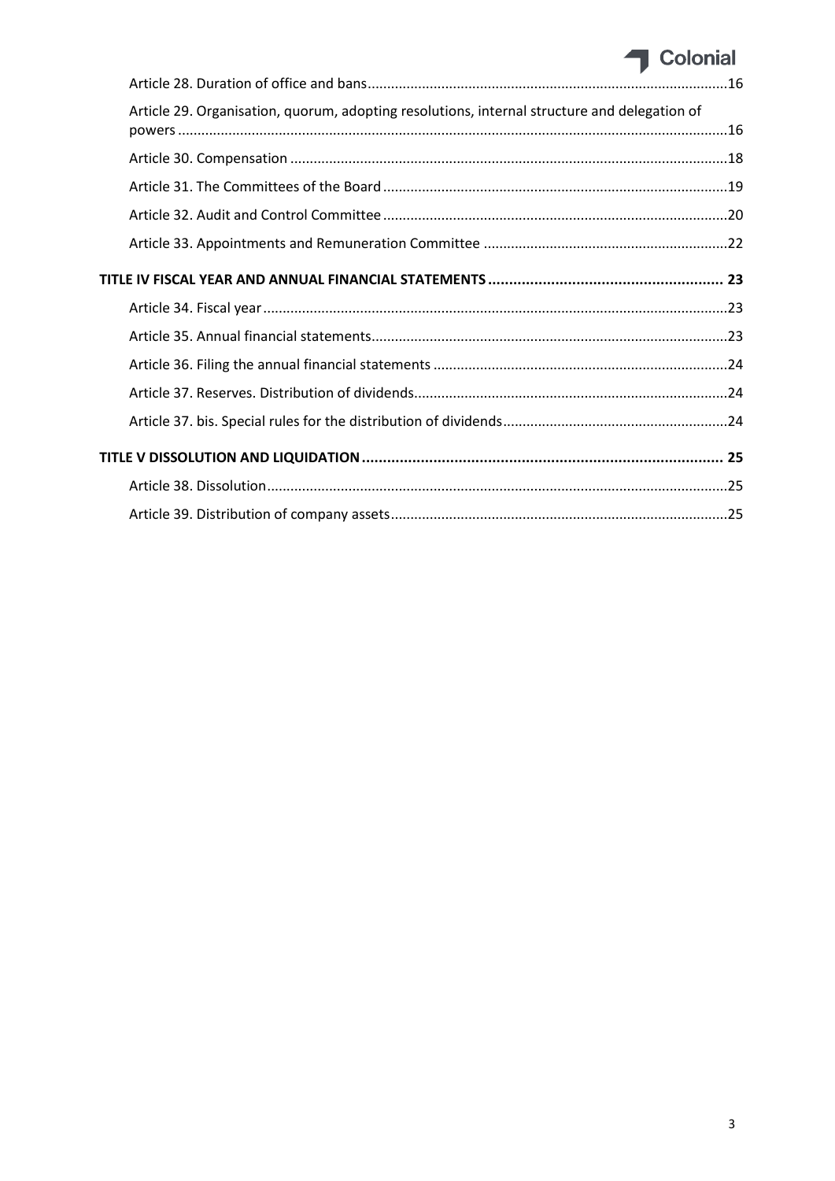Article 28. Duration of office and bans....16

Article 29. Organisation, quorum, adopting resolutions, internal structure and delegation of powers....16

Article 30. Compensation....18

Article 31. The Committees of the Board....19

Article 32. Audit and Control Committee....20

Article 33. Appointments and Remuneration Committee....22

**TITLE IV FISCAL YEAR AND ANNUAL FINANCIAL STATEMENTS....23**

Article 34. Fiscal year....23

Article 35. Annual financial statements....23

Article 36. Filing the annual financial statements....24

Article 37. Reserves. Distribution of dividends....24

Article 37. bis. Special rules for the distribution of dividends....24

**TITLE V DISSOLUTION AND LIQUIDATION....25**

Article 38. Dissolution....25

Article 39. Distribution of company assets....25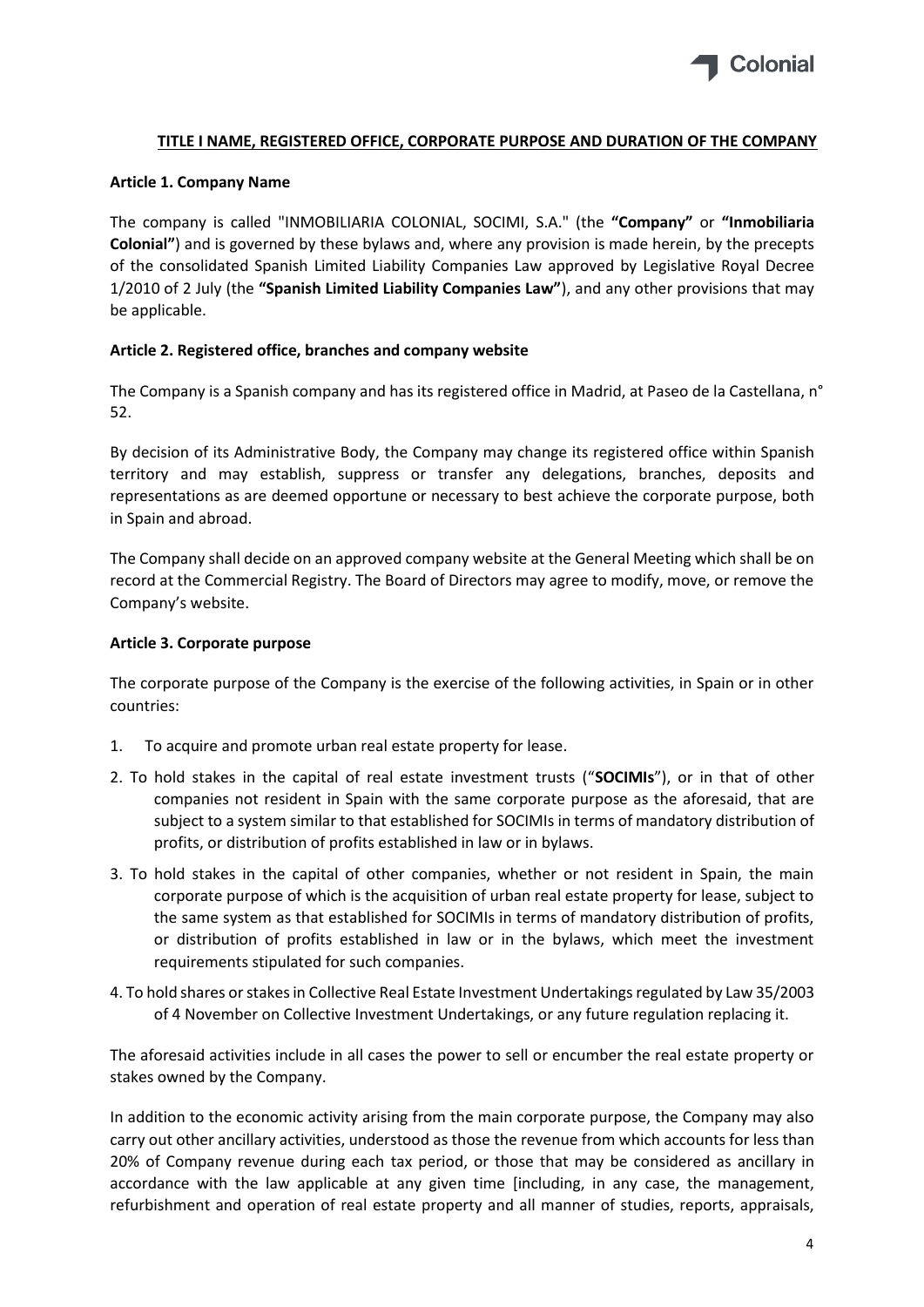## TITLE I NAME, REGISTERED OFFICE, CORPORATE PURPOSE AND DURATION OF THE COMPANY

### Article 1. Company Name

The company is called "INMOBILIARIA COLONIAL, SOCIMI, S.A." (the **"Company"** or **"Inmobiliaria Colonial"**) and is governed by these bylaws and, where any provision is made herein, by the precepts of the consolidated Spanish Limited Liability Companies Law approved by Legislative Royal Decree 1/2010 of 2 July (the **"Spanish Limited Liability Companies Law"**), and any other provisions that may be applicable.

### Article 2. Registered office, branches and company website

The Company is a Spanish company and has its registered office in Madrid, at Paseo de la Castellana, n° 52.

By decision of its Administrative Body, the Company may change its registered office within Spanish territory and may establish, suppress or transfer any delegations, branches, deposits and representations as are deemed opportune or necessary to best achieve the corporate purpose, both in Spain and abroad.

The Company shall decide on an approved company website at the General Meeting which shall be on record at the Commercial Registry. The Board of Directors may agree to modify, move, or remove the Company's website.

### Article 3. Corporate purpose

The corporate purpose of the Company is the exercise of the following activities, in Spain or in other countries:

1. To acquire and promote urban real estate property for lease.
2. To hold stakes in the capital of real estate investment trusts ("**SOCIMIs**"), or in that of other companies not resident in Spain with the same corporate purpose as the aforesaid, that are subject to a system similar to that established for SOCIMIs in terms of mandatory distribution of profits, or distribution of profits established in law or in bylaws.
3. To hold stakes in the capital of other companies, whether or not resident in Spain, the main corporate purpose of which is the acquisition of urban real estate property for lease, subject to the same system as that established for SOCIMIs in terms of mandatory distribution of profits, or distribution of profits established in law or in the bylaws, which meet the investment requirements stipulated for such companies.
4. To hold shares or stakes in Collective Real Estate Investment Undertakings regulated by Law 35/2003 of 4 November on Collective Investment Undertakings, or any future regulation replacing it.

The aforesaid activities include in all cases the power to sell or encumber the real estate property or stakes owned by the Company.

In addition to the economic activity arising from the main corporate purpose, the Company may also carry out other ancillary activities, understood as those the revenue from which accounts for less than 20% of Company revenue during each tax period, or those that may be considered as ancillary in accordance with the law applicable at any given time [including, in any case, the management, refurbishment and operation of real estate property and all manner of studies, reports, appraisals,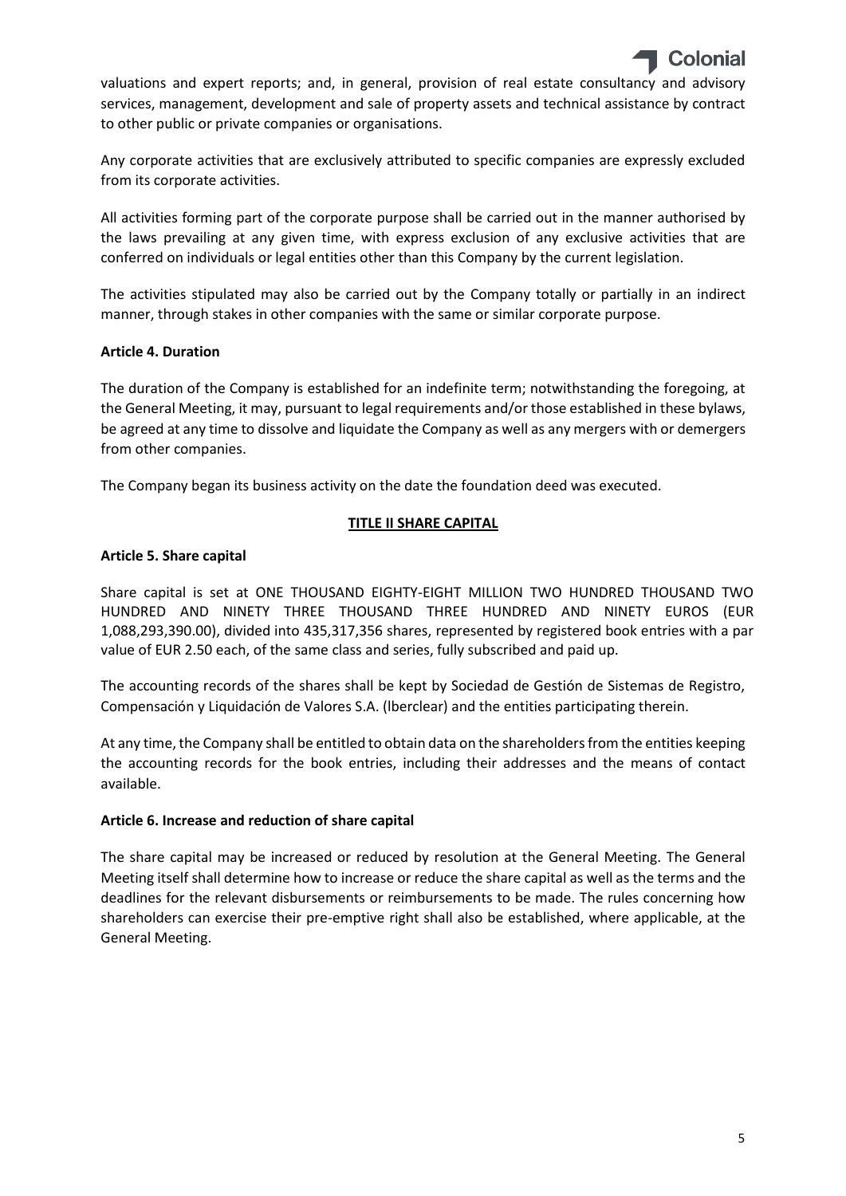valuations and expert reports; and, in general, provision of real estate consultancy and advisory services, management, development and sale of property assets and technical assistance by contract to other public or private companies or organisations.

Any corporate activities that are exclusively attributed to specific companies are expressly excluded from its corporate activities.

All activities forming part of the corporate purpose shall be carried out in the manner authorised by the laws prevailing at any given time, with express exclusion of any exclusive activities that are conferred on individuals or legal entities other than this Company by the current legislation.

The activities stipulated may also be carried out by the Company totally or partially in an indirect manner, through stakes in other companies with the same or similar corporate purpose.

**Article 4. Duration**

The duration of the Company is established for an indefinite term; notwithstanding the foregoing, at the General Meeting, it may, pursuant to legal requirements and/or those established in these bylaws, be agreed at any time to dissolve and liquidate the Company as well as any mergers with or demergers from other companies.

The Company began its business activity on the date the foundation deed was executed.

## TITLE II SHARE CAPITAL

**Article 5. Share capital**

Share capital is set at ONE THOUSAND EIGHTY-EIGHT MILLION TWO HUNDRED THOUSAND TWO HUNDRED AND NINETY THREE THOUSAND THREE HUNDRED AND NINETY EUROS (EUR 1,088,293,390.00), divided into 435,317,356 shares, represented by registered book entries with a par value of EUR 2.50 each, of the same class and series, fully subscribed and paid up.

The accounting records of the shares shall be kept by Sociedad de Gestión de Sistemas de Registro, Compensación y Liquidación de Valores S.A. (Iberclear) and the entities participating therein.

At any time, the Company shall be entitled to obtain data on the shareholders from the entities keeping the accounting records for the book entries, including their addresses and the means of contact available.

**Article 6. Increase and reduction of share capital**

The share capital may be increased or reduced by resolution at the General Meeting. The General Meeting itself shall determine how to increase or reduce the share capital as well as the terms and the deadlines for the relevant disbursements or reimbursements to be made. The rules concerning how shareholders can exercise their pre-emptive right shall also be established, where applicable, at the General Meeting.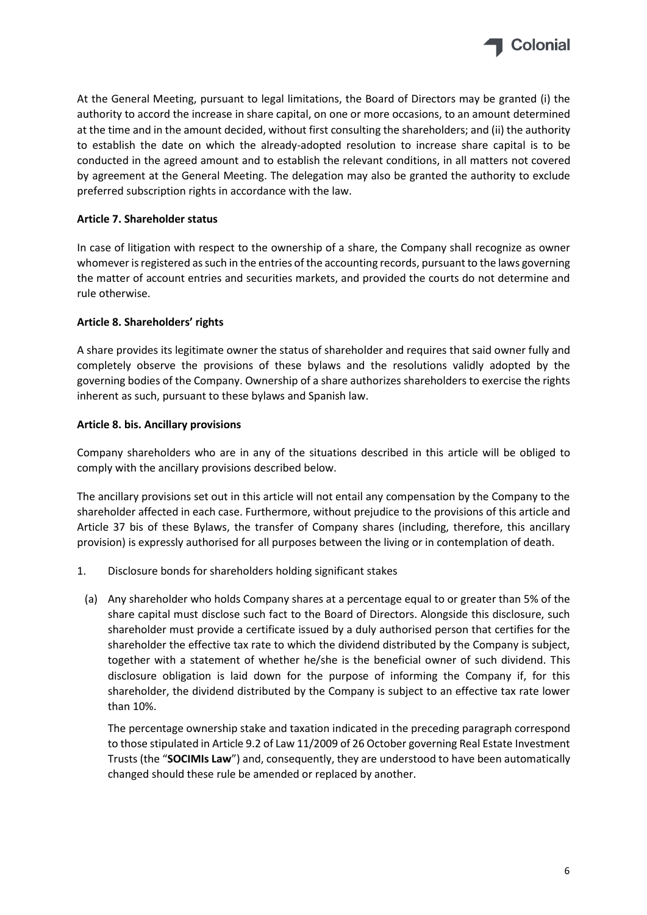At the General Meeting, pursuant to legal limitations, the Board of Directors may be granted (i) the authority to accord the increase in share capital, on one or more occasions, to an amount determined at the time and in the amount decided, without first consulting the shareholders; and (ii) the authority to establish the date on which the already-adopted resolution to increase share capital is to be conducted in the agreed amount and to establish the relevant conditions, in all matters not covered by agreement at the General Meeting. The delegation may also be granted the authority to exclude preferred subscription rights in accordance with the law.

**Article 7. Shareholder status**

In case of litigation with respect to the ownership of a share, the Company shall recognize as owner whomever is registered as such in the entries of the accounting records, pursuant to the laws governing the matter of account entries and securities markets, and provided the courts do not determine and rule otherwise.

**Article 8. Shareholders' rights**

A share provides its legitimate owner the status of shareholder and requires that said owner fully and completely observe the provisions of these bylaws and the resolutions validly adopted by the governing bodies of the Company. Ownership of a share authorizes shareholders to exercise the rights inherent as such, pursuant to these bylaws and Spanish law.

**Article 8. bis. Ancillary provisions**

Company shareholders who are in any of the situations described in this article will be obliged to comply with the ancillary provisions described below.

The ancillary provisions set out in this article will not entail any compensation by the Company to the shareholder affected in each case. Furthermore, without prejudice to the provisions of this article and Article 37 bis of these Bylaws, the transfer of Company shares (including, therefore, this ancillary provision) is expressly authorised for all purposes between the living or in contemplation of death.

1. Disclosure bonds for shareholders holding significant stakes

   (a) Any shareholder who holds Company shares at a percentage equal to or greater than 5% of the share capital must disclose such fact to the Board of Directors. Alongside this disclosure, such shareholder must provide a certificate issued by a duly authorised person that certifies for the shareholder the effective tax rate to which the dividend distributed by the Company is subject, together with a statement of whether he/she is the beneficial owner of such dividend. This disclosure obligation is laid down for the purpose of informing the Company if, for this shareholder, the dividend distributed by the Company is subject to an effective tax rate lower than 10%.

   The percentage ownership stake and taxation indicated in the preceding paragraph correspond to those stipulated in Article 9.2 of Law 11/2009 of 26 October governing Real Estate Investment Trusts (the "**SOCIMIs Law**") and, consequently, they are understood to have been automatically changed should these rule be amended or replaced by another.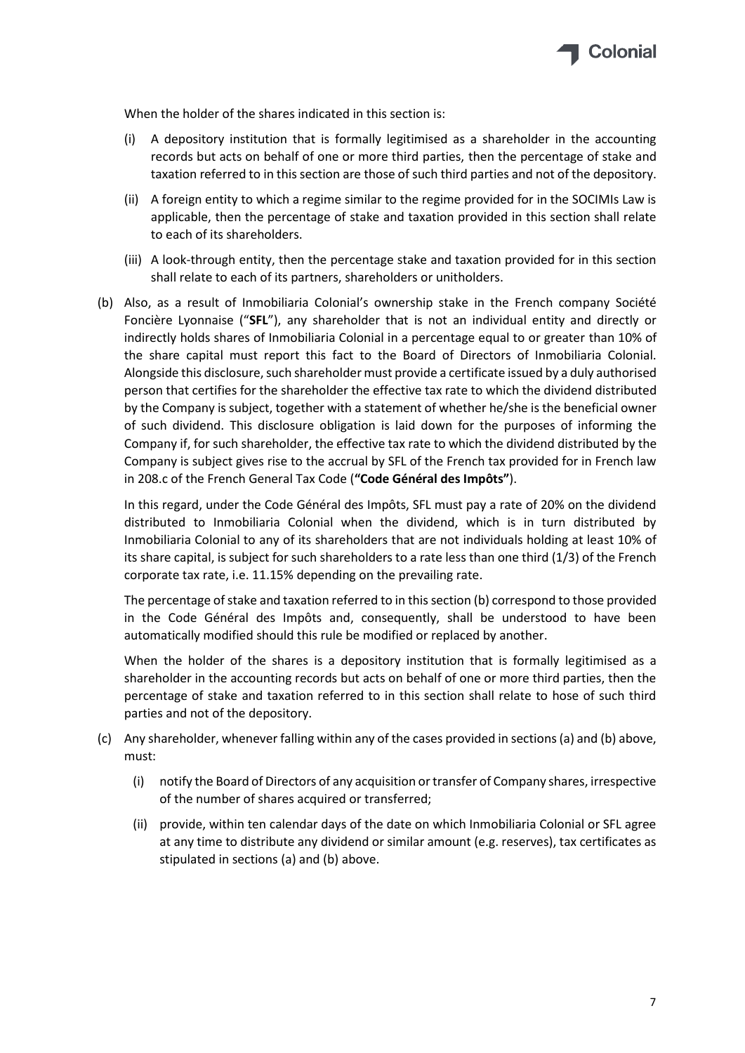When the holder of the shares indicated in this section is:

(i) A depository institution that is formally legitimised as a shareholder in the accounting records but acts on behalf of one or more third parties, then the percentage of stake and taxation referred to in this section are those of such third parties and not of the depository.

(ii) A foreign entity to which a regime similar to the regime provided for in the SOCIMIs Law is applicable, then the percentage of stake and taxation provided in this section shall relate to each of its shareholders.

(iii) A look-through entity, then the percentage stake and taxation provided for in this section shall relate to each of its partners, shareholders or unitholders.

(b) Also, as a result of Inmobiliaria Colonial's ownership stake in the French company Société Foncière Lyonnaise ("**SFL**"), any shareholder that is not an individual entity and directly or indirectly holds shares of Inmobiliaria Colonial in a percentage equal to or greater than 10% of the share capital must report this fact to the Board of Directors of Inmobiliaria Colonial. Alongside this disclosure, such shareholder must provide a certificate issued by a duly authorised person that certifies for the shareholder the effective tax rate to which the dividend distributed by the Company is subject, together with a statement of whether he/she is the beneficial owner of such dividend. This disclosure obligation is laid down for the purposes of informing the Company if, for such shareholder, the effective tax rate to which the dividend distributed by the Company is subject gives rise to the accrual by SFL of the French tax provided for in French law in 208.c of the French General Tax Code (**"Code Général des Impôts"**).

In this regard, under the Code Général des Impôts, SFL must pay a rate of 20% on the dividend distributed to Inmobiliaria Colonial when the dividend, which is in turn distributed by Inmobiliaria Colonial to any of its shareholders that are not individuals holding at least 10% of its share capital, is subject for such shareholders to a rate less than one third (1/3) of the French corporate tax rate, i.e. 11.15% depending on the prevailing rate.

The percentage of stake and taxation referred to in this section (b) correspond to those provided in the Code Général des Impôts and, consequently, shall be understood to have been automatically modified should this rule be modified or replaced by another.

When the holder of the shares is a depository institution that is formally legitimised as a shareholder in the accounting records but acts on behalf of one or more third parties, then the percentage of stake and taxation referred to in this section shall relate to hose of such third parties and not of the depository.

(c) Any shareholder, whenever falling within any of the cases provided in sections (a) and (b) above, must:

(i) notify the Board of Directors of any acquisition or transfer of Company shares, irrespective of the number of shares acquired or transferred;

(ii) provide, within ten calendar days of the date on which Inmobiliaria Colonial or SFL agree at any time to distribute any dividend or similar amount (e.g. reserves), tax certificates as stipulated in sections (a) and (b) above.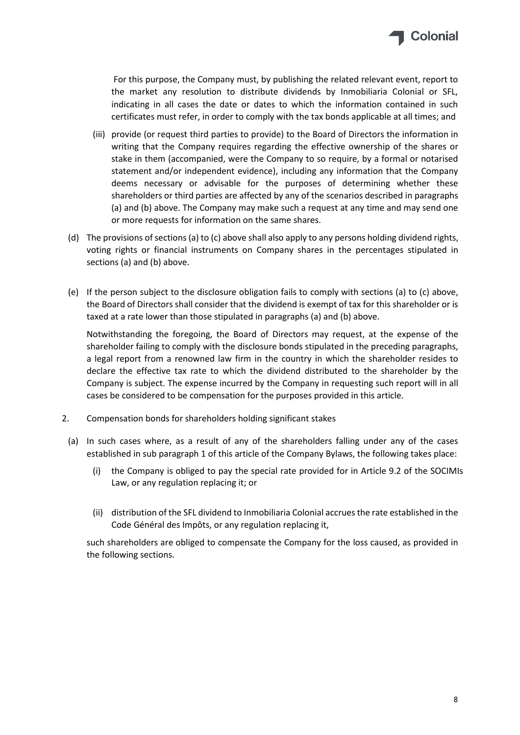For this purpose, the Company must, by publishing the related relevant event, report to the market any resolution to distribute dividends by Inmobiliaria Colonial or SFL, indicating in all cases the date or dates to which the information contained in such certificates must refer, in order to comply with the tax bonds applicable at all times; and

(iii) provide (or request third parties to provide) to the Board of Directors the information in writing that the Company requires regarding the effective ownership of the shares or stake in them (accompanied, were the Company to so require, by a formal or notarised statement and/or independent evidence), including any information that the Company deems necessary or advisable for the purposes of determining whether these shareholders or third parties are affected by any of the scenarios described in paragraphs (a) and (b) above. The Company may make such a request at any time and may send one or more requests for information on the same shares.

(d) The provisions of sections (a) to (c) above shall also apply to any persons holding dividend rights, voting rights or financial instruments on Company shares in the percentages stipulated in sections (a) and (b) above.

(e) If the person subject to the disclosure obligation fails to comply with sections (a) to (c) above, the Board of Directors shall consider that the dividend is exempt of tax for this shareholder or is taxed at a rate lower than those stipulated in paragraphs (a) and (b) above.

Notwithstanding the foregoing, the Board of Directors may request, at the expense of the shareholder failing to comply with the disclosure bonds stipulated in the preceding paragraphs, a legal report from a renowned law firm in the country in which the shareholder resides to declare the effective tax rate to which the dividend distributed to the shareholder by the Company is subject. The expense incurred by the Company in requesting such report will in all cases be considered to be compensation for the purposes provided in this article.

2. Compensation bonds for shareholders holding significant stakes

(a) In such cases where, as a result of any of the shareholders falling under any of the cases established in sub paragraph 1 of this article of the Company Bylaws, the following takes place:

(i) the Company is obliged to pay the special rate provided for in Article 9.2 of the SOCIMIs Law, or any regulation replacing it; or

(ii) distribution of the SFL dividend to Inmobiliaria Colonial accrues the rate established in the Code Général des Impôts, or any regulation replacing it,

such shareholders are obliged to compensate the Company for the loss caused, as provided in the following sections.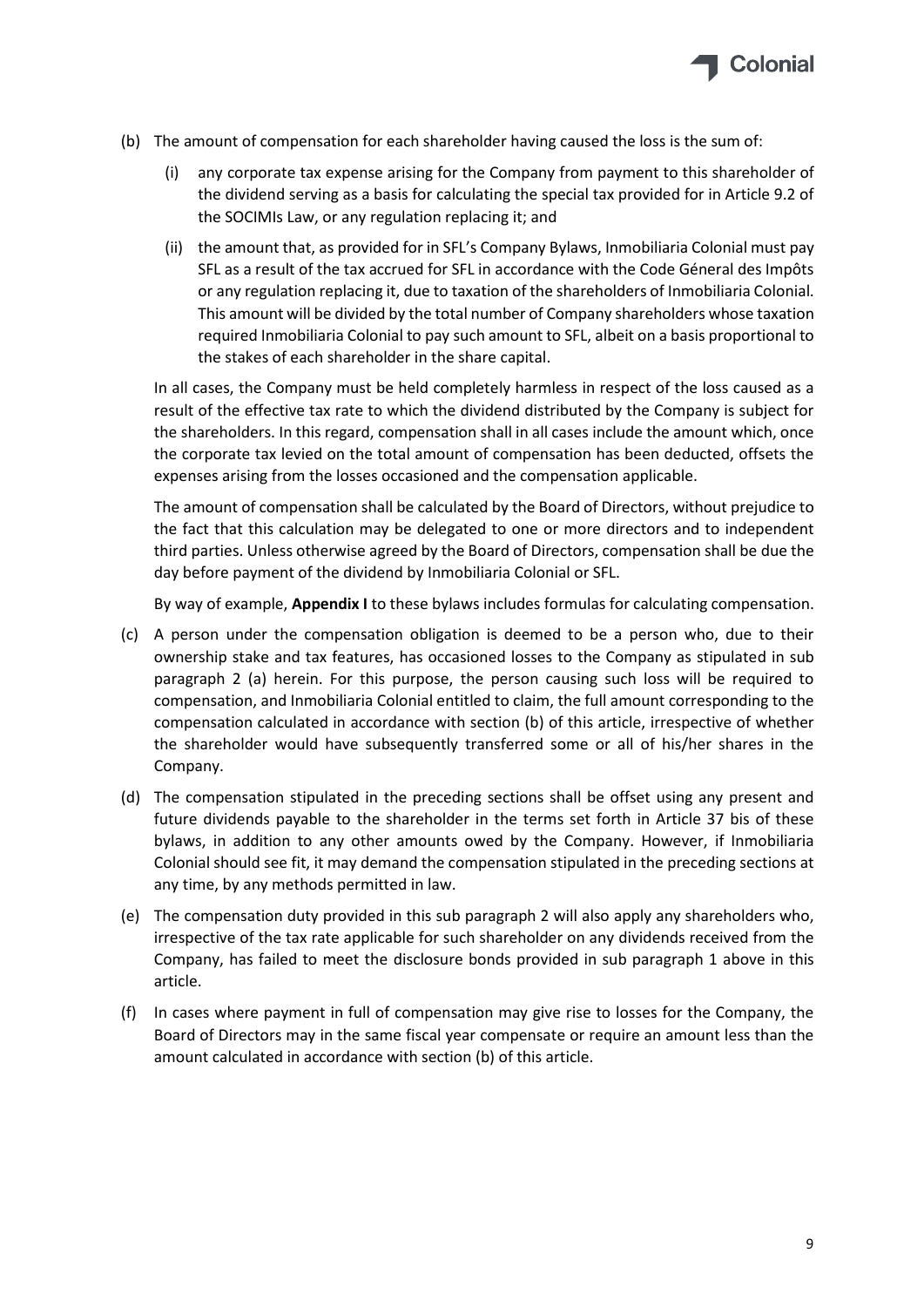(b) The amount of compensation for each shareholder having caused the loss is the sum of:

   (i) any corporate tax expense arising for the Company from payment to this shareholder of the dividend serving as a basis for calculating the special tax provided for in Article 9.2 of the SOCIMIs Law, or any regulation replacing it; and

   (ii) the amount that, as provided for in SFL's Company Bylaws, Inmobiliaria Colonial must pay SFL as a result of the tax accrued for SFL in accordance with the Code Géneral des Impôts or any regulation replacing it, due to taxation of the shareholders of Inmobiliaria Colonial. This amount will be divided by the total number of Company shareholders whose taxation required Inmobiliaria Colonial to pay such amount to SFL, albeit on a basis proportional to the stakes of each shareholder in the share capital.

   In all cases, the Company must be held completely harmless in respect of the loss caused as a result of the effective tax rate to which the dividend distributed by the Company is subject for the shareholders. In this regard, compensation shall in all cases include the amount which, once the corporate tax levied on the total amount of compensation has been deducted, offsets the expenses arising from the losses occasioned and the compensation applicable.

   The amount of compensation shall be calculated by the Board of Directors, without prejudice to the fact that this calculation may be delegated to one or more directors and to independent third parties. Unless otherwise agreed by the Board of Directors, compensation shall be due the day before payment of the dividend by Inmobiliaria Colonial or SFL.

   By way of example, **Appendix I** to these bylaws includes formulas for calculating compensation.

(c) A person under the compensation obligation is deemed to be a person who, due to their ownership stake and tax features, has occasioned losses to the Company as stipulated in sub paragraph 2 (a) herein. For this purpose, the person causing such loss will be required to compensation, and Inmobiliaria Colonial entitled to claim, the full amount corresponding to the compensation calculated in accordance with section (b) of this article, irrespective of whether the shareholder would have subsequently transferred some or all of his/her shares in the Company.

(d) The compensation stipulated in the preceding sections shall be offset using any present and future dividends payable to the shareholder in the terms set forth in Article 37 bis of these bylaws, in addition to any other amounts owed by the Company. However, if Inmobiliaria Colonial should see fit, it may demand the compensation stipulated in the preceding sections at any time, by any methods permitted in law.

(e) The compensation duty provided in this sub paragraph 2 will also apply any shareholders who, irrespective of the tax rate applicable for such shareholder on any dividends received from the Company, has failed to meet the disclosure bonds provided in sub paragraph 1 above in this article.

(f) In cases where payment in full of compensation may give rise to losses for the Company, the Board of Directors may in the same fiscal year compensate or require an amount less than the amount calculated in accordance with section (b) of this article.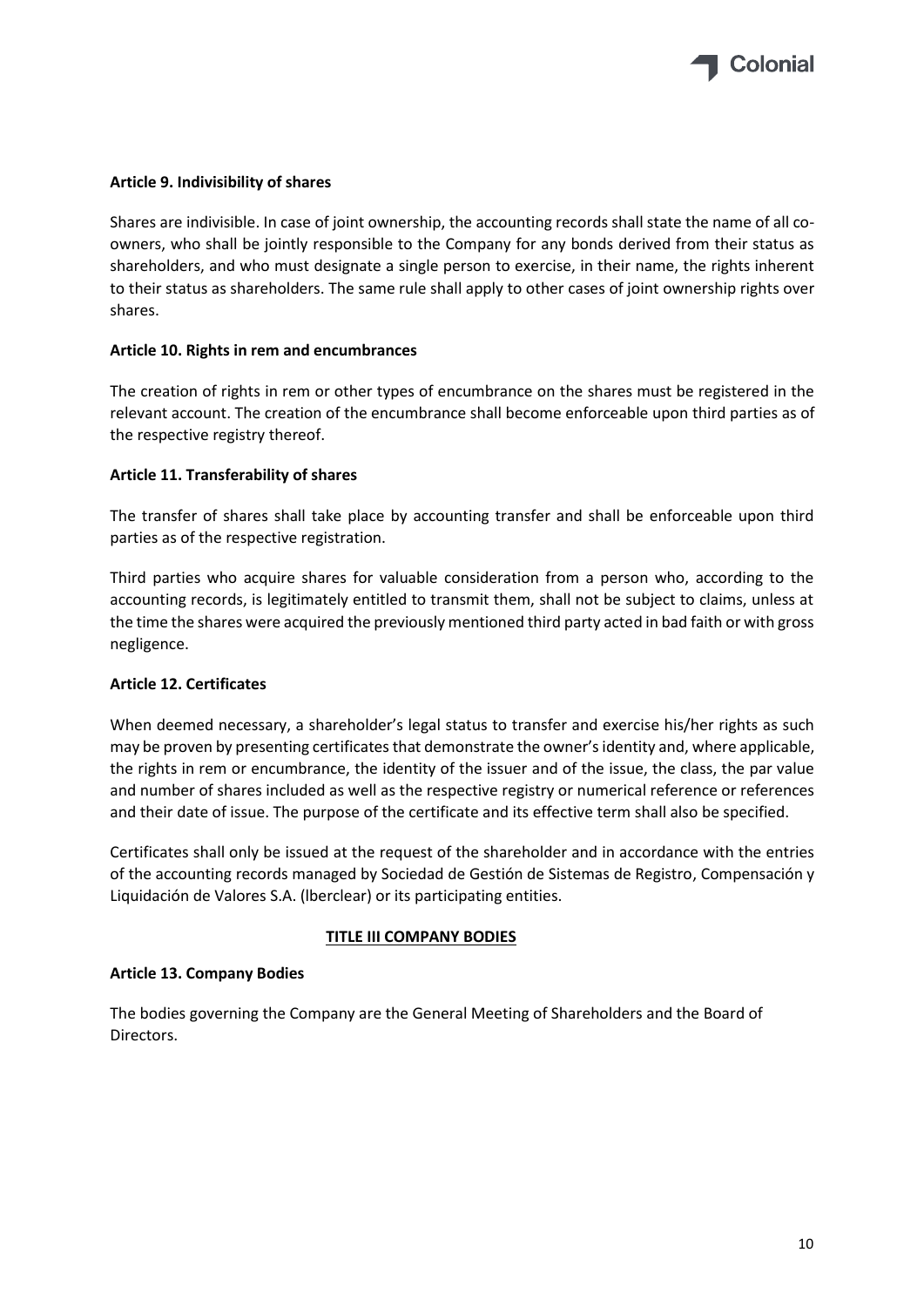**Article 9. Indivisibility of shares**

Shares are indivisible. In case of joint ownership, the accounting records shall state the name of all co-owners, who shall be jointly responsible to the Company for any bonds derived from their status as shareholders, and who must designate a single person to exercise, in their name, the rights inherent to their status as shareholders. The same rule shall apply to other cases of joint ownership rights over shares.

**Article 10. Rights in rem and encumbrances**

The creation of rights in rem or other types of encumbrance on the shares must be registered in the relevant account. The creation of the encumbrance shall become enforceable upon third parties as of the respective registry thereof.

**Article 11. Transferability of shares**

The transfer of shares shall take place by accounting transfer and shall be enforceable upon third parties as of the respective registration.

Third parties who acquire shares for valuable consideration from a person who, according to the accounting records, is legitimately entitled to transmit them, shall not be subject to claims, unless at the time the shares were acquired the previously mentioned third party acted in bad faith or with gross negligence.

**Article 12. Certificates**

When deemed necessary, a shareholder's legal status to transfer and exercise his/her rights as such may be proven by presenting certificates that demonstrate the owner's identity and, where applicable, the rights in rem or encumbrance, the identity of the issuer and of the issue, the class, the par value and number of shares included as well as the respective registry or numerical reference or references and their date of issue. The purpose of the certificate and its effective term shall also be specified.

Certificates shall only be issued at the request of the shareholder and in accordance with the entries of the accounting records managed by Sociedad de Gestión de Sistemas de Registro, Compensación y Liquidación de Valores S.A. (lberclear) or its participating entities.

## TITLE III COMPANY BODIES

**Article 13. Company Bodies**

The bodies governing the Company are the General Meeting of Shareholders and the Board of Directors.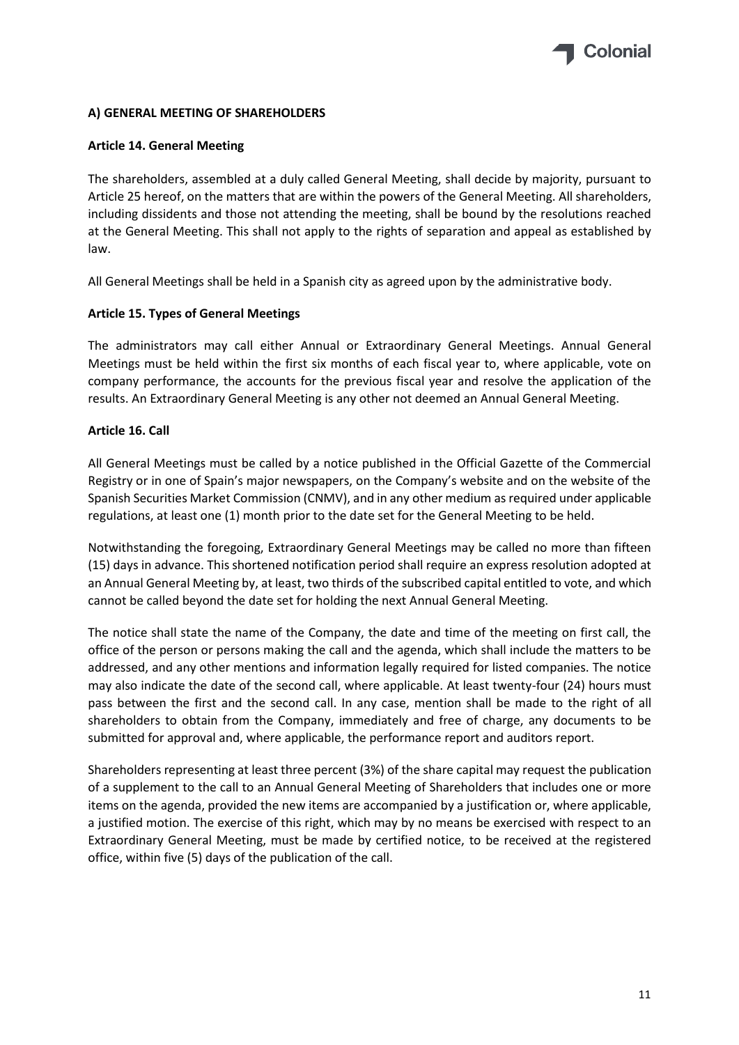## A) GENERAL MEETING OF SHAREHOLDERS

### Article 14. General Meeting

The shareholders, assembled at a duly called General Meeting, shall decide by majority, pursuant to Article 25 hereof, on the matters that are within the powers of the General Meeting. All shareholders, including dissidents and those not attending the meeting, shall be bound by the resolutions reached at the General Meeting. This shall not apply to the rights of separation and appeal as established by law.

All General Meetings shall be held in a Spanish city as agreed upon by the administrative body.

### Article 15. Types of General Meetings

The administrators may call either Annual or Extraordinary General Meetings. Annual General Meetings must be held within the first six months of each fiscal year to, where applicable, vote on company performance, the accounts for the previous fiscal year and resolve the application of the results. An Extraordinary General Meeting is any other not deemed an Annual General Meeting.

### Article 16. Call

All General Meetings must be called by a notice published in the Official Gazette of the Commercial Registry or in one of Spain's major newspapers, on the Company's website and on the website of the Spanish Securities Market Commission (CNMV), and in any other medium as required under applicable regulations, at least one (1) month prior to the date set for the General Meeting to be held.

Notwithstanding the foregoing, Extraordinary General Meetings may be called no more than fifteen (15) days in advance. This shortened notification period shall require an express resolution adopted at an Annual General Meeting by, at least, two thirds of the subscribed capital entitled to vote, and which cannot be called beyond the date set for holding the next Annual General Meeting.

The notice shall state the name of the Company, the date and time of the meeting on first call, the office of the person or persons making the call and the agenda, which shall include the matters to be addressed, and any other mentions and information legally required for listed companies. The notice may also indicate the date of the second call, where applicable. At least twenty-four (24) hours must pass between the first and the second call. In any case, mention shall be made to the right of all shareholders to obtain from the Company, immediately and free of charge, any documents to be submitted for approval and, where applicable, the performance report and auditors report.

Shareholders representing at least three percent (3%) of the share capital may request the publication of a supplement to the call to an Annual General Meeting of Shareholders that includes one or more items on the agenda, provided the new items are accompanied by a justification or, where applicable, a justified motion. The exercise of this right, which may by no means be exercised with respect to an Extraordinary General Meeting, must be made by certified notice, to be received at the registered office, within five (5) days of the publication of the call.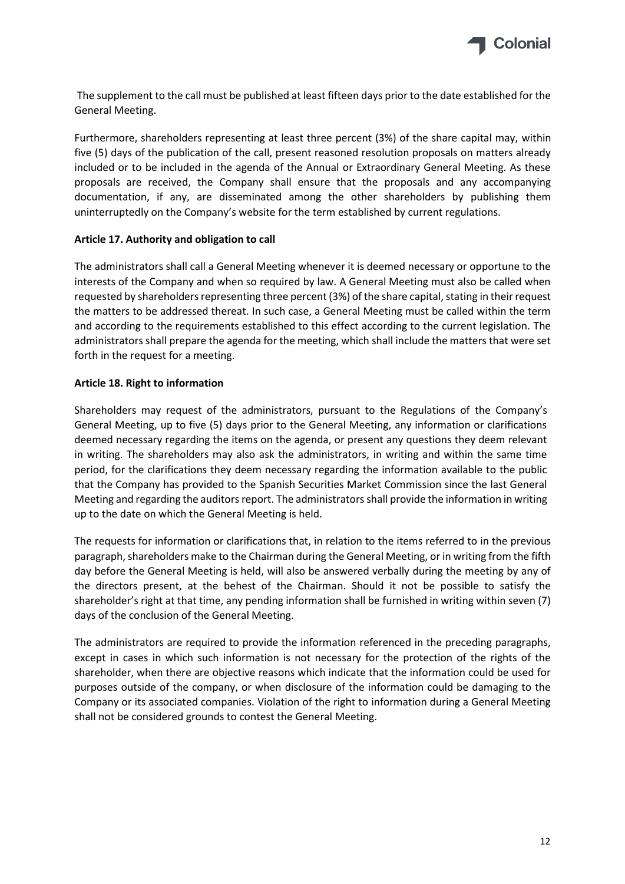The supplement to the call must be published at least fifteen days prior to the date established for the General Meeting.

Furthermore, shareholders representing at least three percent (3%) of the share capital may, within five (5) days of the publication of the call, present reasoned resolution proposals on matters already included or to be included in the agenda of the Annual or Extraordinary General Meeting. As these proposals are received, the Company shall ensure that the proposals and any accompanying documentation, if any, are disseminated among the other shareholders by publishing them uninterruptedly on the Company's website for the term established by current regulations.

**Article 17. Authority and obligation to call**

The administrators shall call a General Meeting whenever it is deemed necessary or opportune to the interests of the Company and when so required by law. A General Meeting must also be called when requested by shareholders representing three percent (3%) of the share capital, stating in their request the matters to be addressed thereat. In such case, a General Meeting must be called within the term and according to the requirements established to this effect according to the current legislation. The administrators shall prepare the agenda for the meeting, which shall include the matters that were set forth in the request for a meeting.

**Article 18. Right to information**

Shareholders may request of the administrators, pursuant to the Regulations of the Company's General Meeting, up to five (5) days prior to the General Meeting, any information or clarifications deemed necessary regarding the items on the agenda, or present any questions they deem relevant in writing. The shareholders may also ask the administrators, in writing and within the same time period, for the clarifications they deem necessary regarding the information available to the public that the Company has provided to the Spanish Securities Market Commission since the last General Meeting and regarding the auditors report. The administrators shall provide the information in writing up to the date on which the General Meeting is held.

The requests for information or clarifications that, in relation to the items referred to in the previous paragraph, shareholders make to the Chairman during the General Meeting, or in writing from the fifth day before the General Meeting is held, will also be answered verbally during the meeting by any of the directors present, at the behest of the Chairman. Should it not be possible to satisfy the shareholder's right at that time, any pending information shall be furnished in writing within seven (7) days of the conclusion of the General Meeting.

The administrators are required to provide the information referenced in the preceding paragraphs, except in cases in which such information is not necessary for the protection of the rights of the shareholder, when there are objective reasons which indicate that the information could be used for purposes outside of the company, or when disclosure of the information could be damaging to the Company or its associated companies. Violation of the right to information during a General Meeting shall not be considered grounds to contest the General Meeting.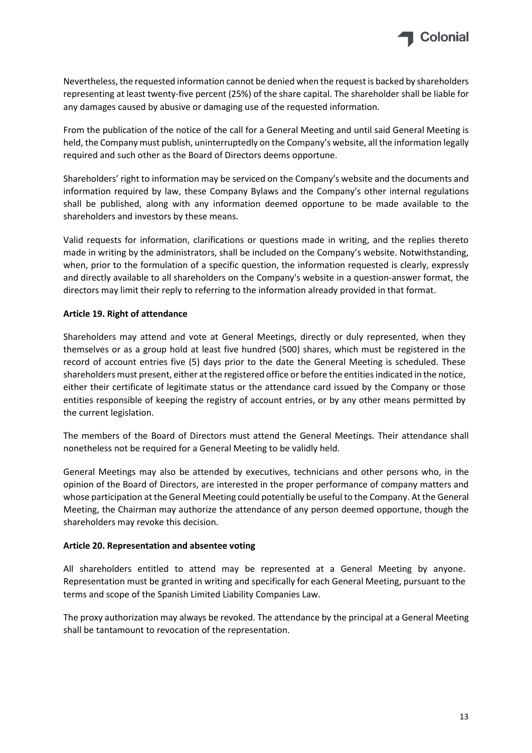Nevertheless, the requested information cannot be denied when the request is backed by shareholders representing at least twenty-five percent (25%) of the share capital. The shareholder shall be liable for any damages caused by abusive or damaging use of the requested information.

From the publication of the notice of the call for a General Meeting and until said General Meeting is held, the Company must publish, uninterruptedly on the Company's website, all the information legally required and such other as the Board of Directors deems opportune.

Shareholders' right to information may be serviced on the Company's website and the documents and information required by law, these Company Bylaws and the Company's other internal regulations shall be published, along with any information deemed opportune to be made available to the shareholders and investors by these means.

Valid requests for information, clarifications or questions made in writing, and the replies thereto made in writing by the administrators, shall be included on the Company's website. Notwithstanding, when, prior to the formulation of a specific question, the information requested is clearly, expressly and directly available to all shareholders on the Company's website in a question-answer format, the directors may limit their reply to referring to the information already provided in that format.

**Article 19. Right of attendance**

Shareholders may attend and vote at General Meetings, directly or duly represented, when they themselves or as a group hold at least five hundred (500) shares, which must be registered in the record of account entries five (5) days prior to the date the General Meeting is scheduled. These shareholders must present, either at the registered office or before the entities indicated in the notice, either their certificate of legitimate status or the attendance card issued by the Company or those entities responsible of keeping the registry of account entries, or by any other means permitted by the current legislation.

The members of the Board of Directors must attend the General Meetings. Their attendance shall nonetheless not be required for a General Meeting to be validly held.

General Meetings may also be attended by executives, technicians and other persons who, in the opinion of the Board of Directors, are interested in the proper performance of company matters and whose participation at the General Meeting could potentially be useful to the Company. At the General Meeting, the Chairman may authorize the attendance of any person deemed opportune, though the shareholders may revoke this decision.

**Article 20. Representation and absentee voting**

All shareholders entitled to attend may be represented at a General Meeting by anyone. Representation must be granted in writing and specifically for each General Meeting, pursuant to the terms and scope of the Spanish Limited Liability Companies Law.

The proxy authorization may always be revoked. The attendance by the principal at a General Meeting shall be tantamount to revocation of the representation.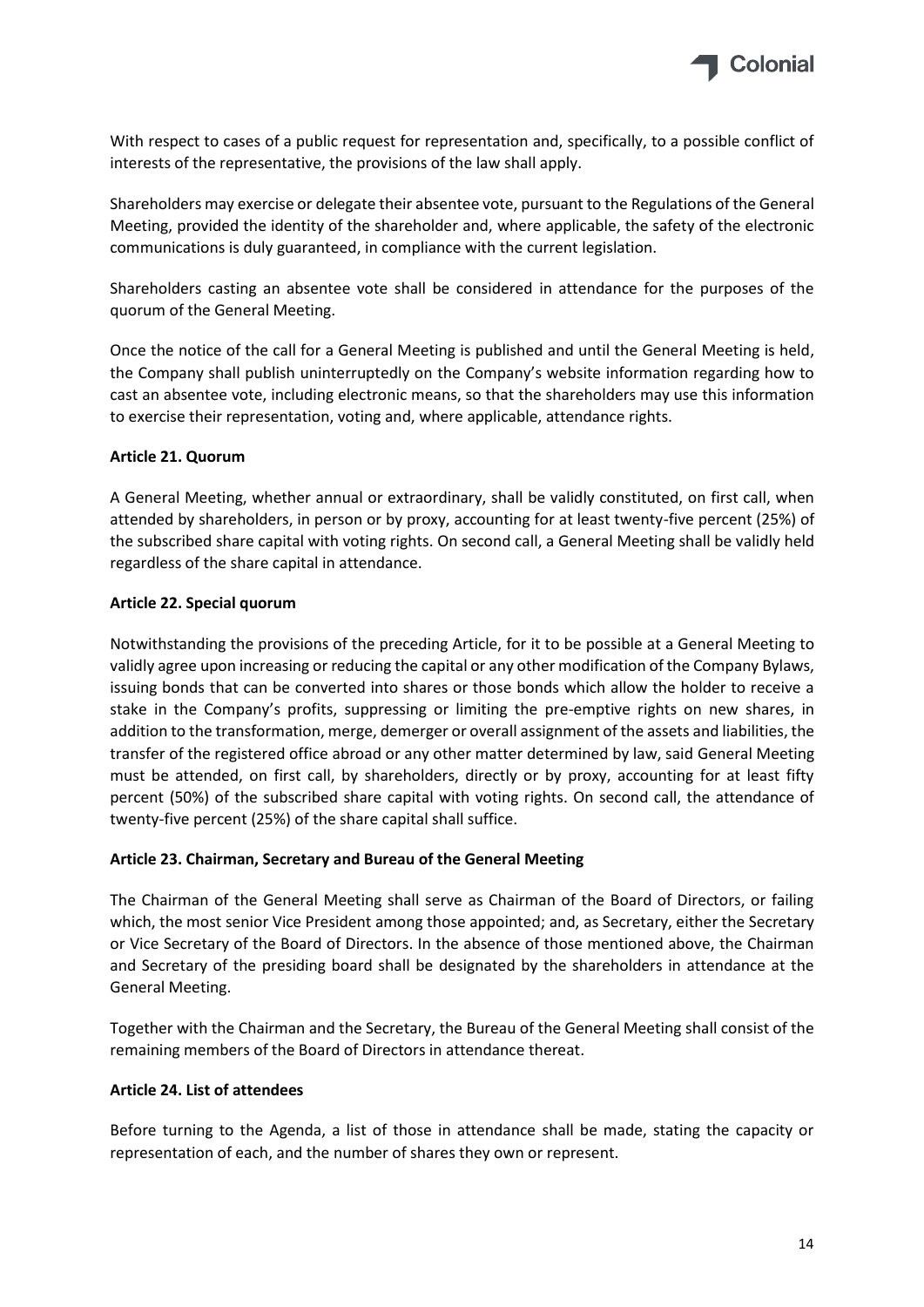With respect to cases of a public request for representation and, specifically, to a possible conflict of interests of the representative, the provisions of the law shall apply.

Shareholders may exercise or delegate their absentee vote, pursuant to the Regulations of the General Meeting, provided the identity of the shareholder and, where applicable, the safety of the electronic communications is duly guaranteed, in compliance with the current legislation.

Shareholders casting an absentee vote shall be considered in attendance for the purposes of the quorum of the General Meeting.

Once the notice of the call for a General Meeting is published and until the General Meeting is held, the Company shall publish uninterruptedly on the Company's website information regarding how to cast an absentee vote, including electronic means, so that the shareholders may use this information to exercise their representation, voting and, where applicable, attendance rights.

**Article 21. Quorum**

A General Meeting, whether annual or extraordinary, shall be validly constituted, on first call, when attended by shareholders, in person or by proxy, accounting for at least twenty-five percent (25%) of the subscribed share capital with voting rights. On second call, a General Meeting shall be validly held regardless of the share capital in attendance.

**Article 22. Special quorum**

Notwithstanding the provisions of the preceding Article, for it to be possible at a General Meeting to validly agree upon increasing or reducing the capital or any other modification of the Company Bylaws, issuing bonds that can be converted into shares or those bonds which allow the holder to receive a stake in the Company's profits, suppressing or limiting the pre-emptive rights on new shares, in addition to the transformation, merge, demerger or overall assignment of the assets and liabilities, the transfer of the registered office abroad or any other matter determined by law, said General Meeting must be attended, on first call, by shareholders, directly or by proxy, accounting for at least fifty percent (50%) of the subscribed share capital with voting rights. On second call, the attendance of twenty-five percent (25%) of the share capital shall suffice.

**Article 23. Chairman, Secretary and Bureau of the General Meeting**

The Chairman of the General Meeting shall serve as Chairman of the Board of Directors, or failing which, the most senior Vice President among those appointed; and, as Secretary, either the Secretary or Vice Secretary of the Board of Directors. In the absence of those mentioned above, the Chairman and Secretary of the presiding board shall be designated by the shareholders in attendance at the General Meeting.

Together with the Chairman and the Secretary, the Bureau of the General Meeting shall consist of the remaining members of the Board of Directors in attendance thereat.

**Article 24. List of attendees**

Before turning to the Agenda, a list of those in attendance shall be made, stating the capacity or representation of each, and the number of shares they own or represent.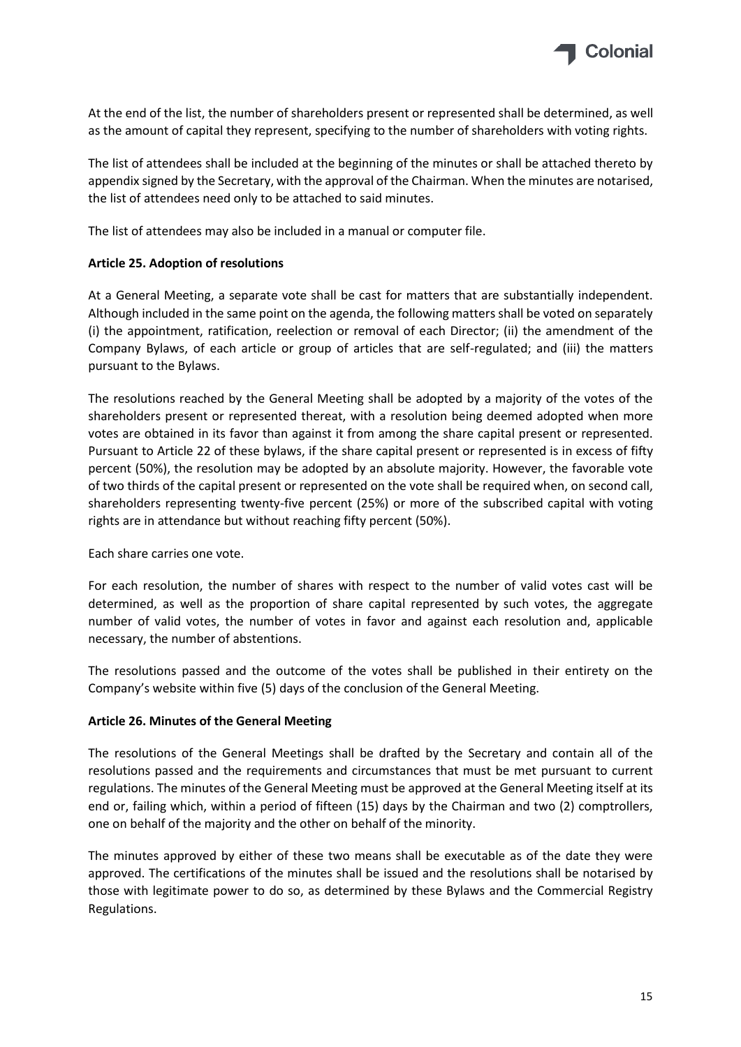At the end of the list, the number of shareholders present or represented shall be determined, as well as the amount of capital they represent, specifying to the number of shareholders with voting rights.

The list of attendees shall be included at the beginning of the minutes or shall be attached thereto by appendix signed by the Secretary, with the approval of the Chairman. When the minutes are notarised, the list of attendees need only to be attached to said minutes.

The list of attendees may also be included in a manual or computer file.

**Article 25. Adoption of resolutions**

At a General Meeting, a separate vote shall be cast for matters that are substantially independent. Although included in the same point on the agenda, the following matters shall be voted on separately (i) the appointment, ratification, reelection or removal of each Director; (ii) the amendment of the Company Bylaws, of each article or group of articles that are self-regulated; and (iii) the matters pursuant to the Bylaws.

The resolutions reached by the General Meeting shall be adopted by a majority of the votes of the shareholders present or represented thereat, with a resolution being deemed adopted when more votes are obtained in its favor than against it from among the share capital present or represented. Pursuant to Article 22 of these bylaws, if the share capital present or represented is in excess of fifty percent (50%), the resolution may be adopted by an absolute majority. However, the favorable vote of two thirds of the capital present or represented on the vote shall be required when, on second call, shareholders representing twenty-five percent (25%) or more of the subscribed capital with voting rights are in attendance but without reaching fifty percent (50%).

Each share carries one vote.

For each resolution, the number of shares with respect to the number of valid votes cast will be determined, as well as the proportion of share capital represented by such votes, the aggregate number of valid votes, the number of votes in favor and against each resolution and, applicable necessary, the number of abstentions.

The resolutions passed and the outcome of the votes shall be published in their entirety on the Company's website within five (5) days of the conclusion of the General Meeting.

**Article 26. Minutes of the General Meeting**

The resolutions of the General Meetings shall be drafted by the Secretary and contain all of the resolutions passed and the requirements and circumstances that must be met pursuant to current regulations. The minutes of the General Meeting must be approved at the General Meeting itself at its end or, failing which, within a period of fifteen (15) days by the Chairman and two (2) comptrollers, one on behalf of the majority and the other on behalf of the minority.

The minutes approved by either of these two means shall be executable as of the date they were approved. The certifications of the minutes shall be issued and the resolutions shall be notarised by those with legitimate power to do so, as determined by these Bylaws and the Commercial Registry Regulations.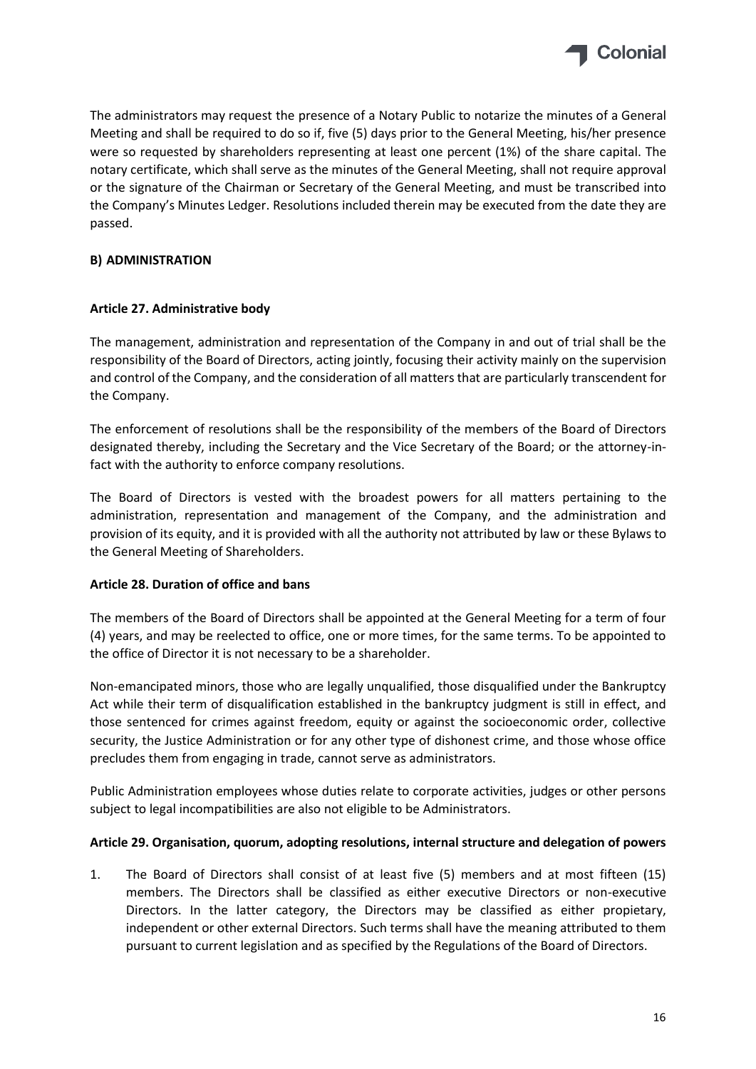The administrators may request the presence of a Notary Public to notarize the minutes of a General Meeting and shall be required to do so if, five (5) days prior to the General Meeting, his/her presence were so requested by shareholders representing at least one percent (1%) of the share capital. The notary certificate, which shall serve as the minutes of the General Meeting, shall not require approval or the signature of the Chairman or Secretary of the General Meeting, and must be transcribed into the Company's Minutes Ledger. Resolutions included therein may be executed from the date they are passed.

## B) ADMINISTRATION

### Article 27. Administrative body

The management, administration and representation of the Company in and out of trial shall be the responsibility of the Board of Directors, acting jointly, focusing their activity mainly on the supervision and control of the Company, and the consideration of all matters that are particularly transcendent for the Company.

The enforcement of resolutions shall be the responsibility of the members of the Board of Directors designated thereby, including the Secretary and the Vice Secretary of the Board; or the attorney-in-fact with the authority to enforce company resolutions.

The Board of Directors is vested with the broadest powers for all matters pertaining to the administration, representation and management of the Company, and the administration and provision of its equity, and it is provided with all the authority not attributed by law or these Bylaws to the General Meeting of Shareholders.

### Article 28. Duration of office and bans

The members of the Board of Directors shall be appointed at the General Meeting for a term of four (4) years, and may be reelected to office, one or more times, for the same terms. To be appointed to the office of Director it is not necessary to be a shareholder.

Non-emancipated minors, those who are legally unqualified, those disqualified under the Bankruptcy Act while their term of disqualification established in the bankruptcy judgment is still in effect, and those sentenced for crimes against freedom, equity or against the socioeconomic order, collective security, the Justice Administration or for any other type of dishonest crime, and those whose office precludes them from engaging in trade, cannot serve as administrators.

Public Administration employees whose duties relate to corporate activities, judges or other persons subject to legal incompatibilities are also not eligible to be Administrators.

### Article 29. Organisation, quorum, adopting resolutions, internal structure and delegation of powers

1. The Board of Directors shall consist of at least five (5) members and at most fifteen (15) members. The Directors shall be classified as either executive Directors or non-executive Directors. In the latter category, the Directors may be classified as either propietary, independent or other external Directors. Such terms shall have the meaning attributed to them pursuant to current legislation and as specified by the Regulations of the Board of Directors.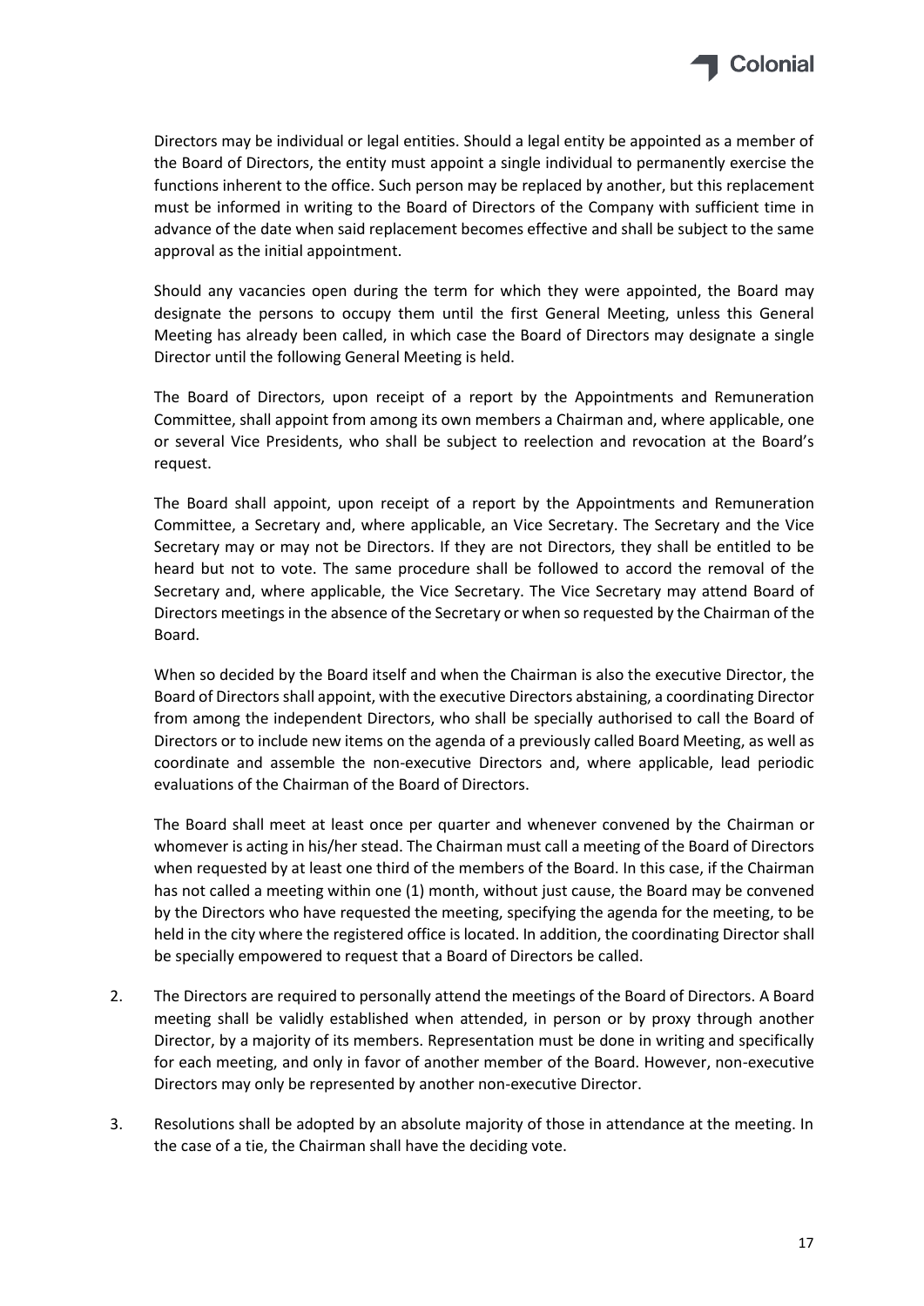Directors may be individual or legal entities. Should a legal entity be appointed as a member of the Board of Directors, the entity must appoint a single individual to permanently exercise the functions inherent to the office. Such person may be replaced by another, but this replacement must be informed in writing to the Board of Directors of the Company with sufficient time in advance of the date when said replacement becomes effective and shall be subject to the same approval as the initial appointment.

Should any vacancies open during the term for which they were appointed, the Board may designate the persons to occupy them until the first General Meeting, unless this General Meeting has already been called, in which case the Board of Directors may designate a single Director until the following General Meeting is held.

The Board of Directors, upon receipt of a report by the Appointments and Remuneration Committee, shall appoint from among its own members a Chairman and, where applicable, one or several Vice Presidents, who shall be subject to reelection and revocation at the Board's request.

The Board shall appoint, upon receipt of a report by the Appointments and Remuneration Committee, a Secretary and, where applicable, an Vice Secretary. The Secretary and the Vice Secretary may or may not be Directors. If they are not Directors, they shall be entitled to be heard but not to vote. The same procedure shall be followed to accord the removal of the Secretary and, where applicable, the Vice Secretary. The Vice Secretary may attend Board of Directors meetings in the absence of the Secretary or when so requested by the Chairman of the Board.

When so decided by the Board itself and when the Chairman is also the executive Director, the Board of Directors shall appoint, with the executive Directors abstaining, a coordinating Director from among the independent Directors, who shall be specially authorised to call the Board of Directors or to include new items on the agenda of a previously called Board Meeting, as well as coordinate and assemble the non-executive Directors and, where applicable, lead periodic evaluations of the Chairman of the Board of Directors.

The Board shall meet at least once per quarter and whenever convened by the Chairman or whomever is acting in his/her stead. The Chairman must call a meeting of the Board of Directors when requested by at least one third of the members of the Board. In this case, if the Chairman has not called a meeting within one (1) month, without just cause, the Board may be convened by the Directors who have requested the meeting, specifying the agenda for the meeting, to be held in the city where the registered office is located. In addition, the coordinating Director shall be specially empowered to request that a Board of Directors be called.

2. The Directors are required to personally attend the meetings of the Board of Directors. A Board meeting shall be validly established when attended, in person or by proxy through another Director, by a majority of its members. Representation must be done in writing and specifically for each meeting, and only in favor of another member of the Board. However, non-executive Directors may only be represented by another non-executive Director.

3. Resolutions shall be adopted by an absolute majority of those in attendance at the meeting. In the case of a tie, the Chairman shall have the deciding vote.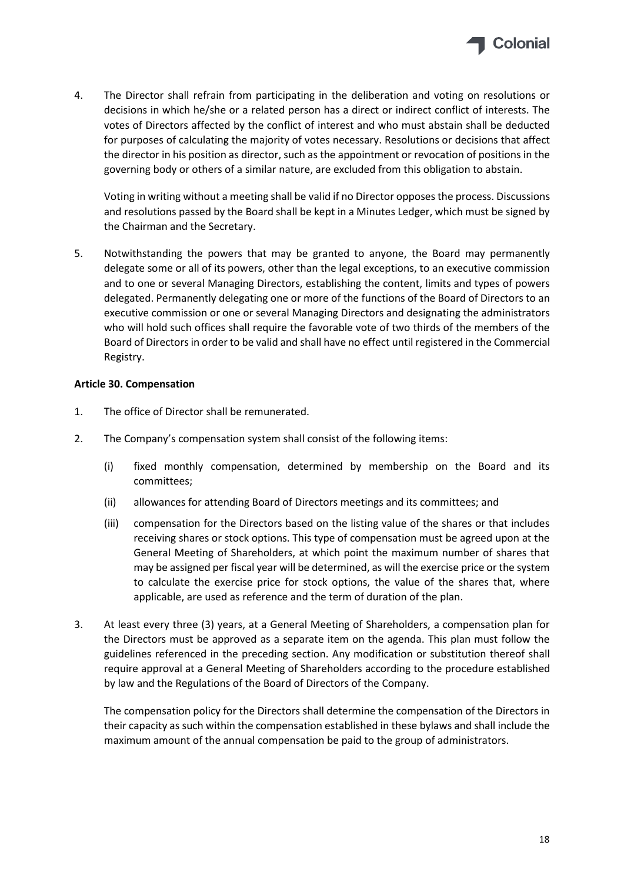4. The Director shall refrain from participating in the deliberation and voting on resolutions or decisions in which he/she or a related person has a direct or indirect conflict of interests. The votes of Directors affected by the conflict of interest and who must abstain shall be deducted for purposes of calculating the majority of votes necessary. Resolutions or decisions that affect the director in his position as director, such as the appointment or revocation of positions in the governing body or others of a similar nature, are excluded from this obligation to abstain.

   Voting in writing without a meeting shall be valid if no Director opposes the process. Discussions and resolutions passed by the Board shall be kept in a Minutes Ledger, which must be signed by the Chairman and the Secretary.

5. Notwithstanding the powers that may be granted to anyone, the Board may permanently delegate some or all of its powers, other than the legal exceptions, to an executive commission and to one or several Managing Directors, establishing the content, limits and types of powers delegated. Permanently delegating one or more of the functions of the Board of Directors to an executive commission or one or several Managing Directors and designating the administrators who will hold such offices shall require the favorable vote of two thirds of the members of the Board of Directors in order to be valid and shall have no effect until registered in the Commercial Registry.

**Article 30. Compensation**

1. The office of Director shall be remunerated.

2. The Company's compensation system shall consist of the following items:

   (i) fixed monthly compensation, determined by membership on the Board and its committees;

   (ii) allowances for attending Board of Directors meetings and its committees; and

   (iii) compensation for the Directors based on the listing value of the shares or that includes receiving shares or stock options. This type of compensation must be agreed upon at the General Meeting of Shareholders, at which point the maximum number of shares that may be assigned per fiscal year will be determined, as will the exercise price or the system to calculate the exercise price for stock options, the value of the shares that, where applicable, are used as reference and the term of duration of the plan.

3. At least every three (3) years, at a General Meeting of Shareholders, a compensation plan for the Directors must be approved as a separate item on the agenda. This plan must follow the guidelines referenced in the preceding section. Any modification or substitution thereof shall require approval at a General Meeting of Shareholders according to the procedure established by law and the Regulations of the Board of Directors of the Company.

   The compensation policy for the Directors shall determine the compensation of the Directors in their capacity as such within the compensation established in these bylaws and shall include the maximum amount of the annual compensation be paid to the group of administrators.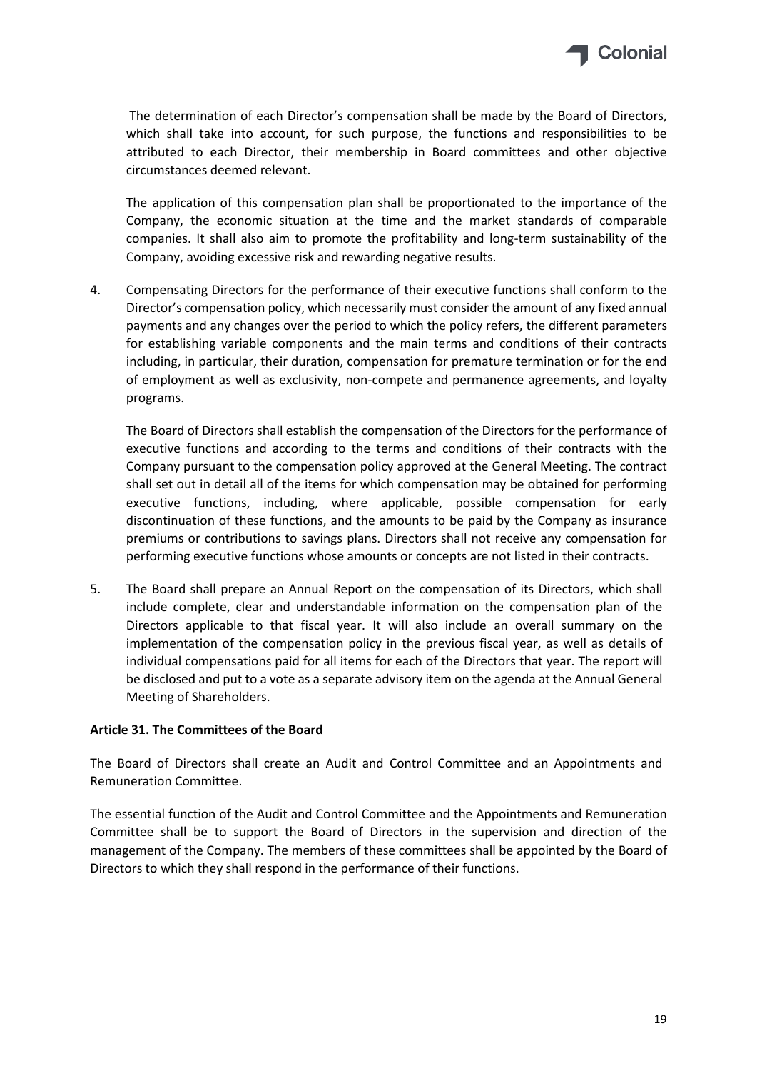The determination of each Director's compensation shall be made by the Board of Directors, which shall take into account, for such purpose, the functions and responsibilities to be attributed to each Director, their membership in Board committees and other objective circumstances deemed relevant.

The application of this compensation plan shall be proportionated to the importance of the Company, the economic situation at the time and the market standards of comparable companies. It shall also aim to promote the profitability and long-term sustainability of the Company, avoiding excessive risk and rewarding negative results.

4. Compensating Directors for the performance of their executive functions shall conform to the Director's compensation policy, which necessarily must consider the amount of any fixed annual payments and any changes over the period to which the policy refers, the different parameters for establishing variable components and the main terms and conditions of their contracts including, in particular, their duration, compensation for premature termination or for the end of employment as well as exclusivity, non-compete and permanence agreements, and loyalty programs.

   The Board of Directors shall establish the compensation of the Directors for the performance of executive functions and according to the terms and conditions of their contracts with the Company pursuant to the compensation policy approved at the General Meeting. The contract shall set out in detail all of the items for which compensation may be obtained for performing executive functions, including, where applicable, possible compensation for early discontinuation of these functions, and the amounts to be paid by the Company as insurance premiums or contributions to savings plans. Directors shall not receive any compensation for performing executive functions whose amounts or concepts are not listed in their contracts.

5. The Board shall prepare an Annual Report on the compensation of its Directors, which shall include complete, clear and understandable information on the compensation plan of the Directors applicable to that fiscal year. It will also include an overall summary on the implementation of the compensation policy in the previous fiscal year, as well as details of individual compensations paid for all items for each of the Directors that year. The report will be disclosed and put to a vote as a separate advisory item on the agenda at the Annual General Meeting of Shareholders.

**Article 31. The Committees of the Board**

The Board of Directors shall create an Audit and Control Committee and an Appointments and Remuneration Committee.

The essential function of the Audit and Control Committee and the Appointments and Remuneration Committee shall be to support the Board of Directors in the supervision and direction of the management of the Company. The members of these committees shall be appointed by the Board of Directors to which they shall respond in the performance of their functions.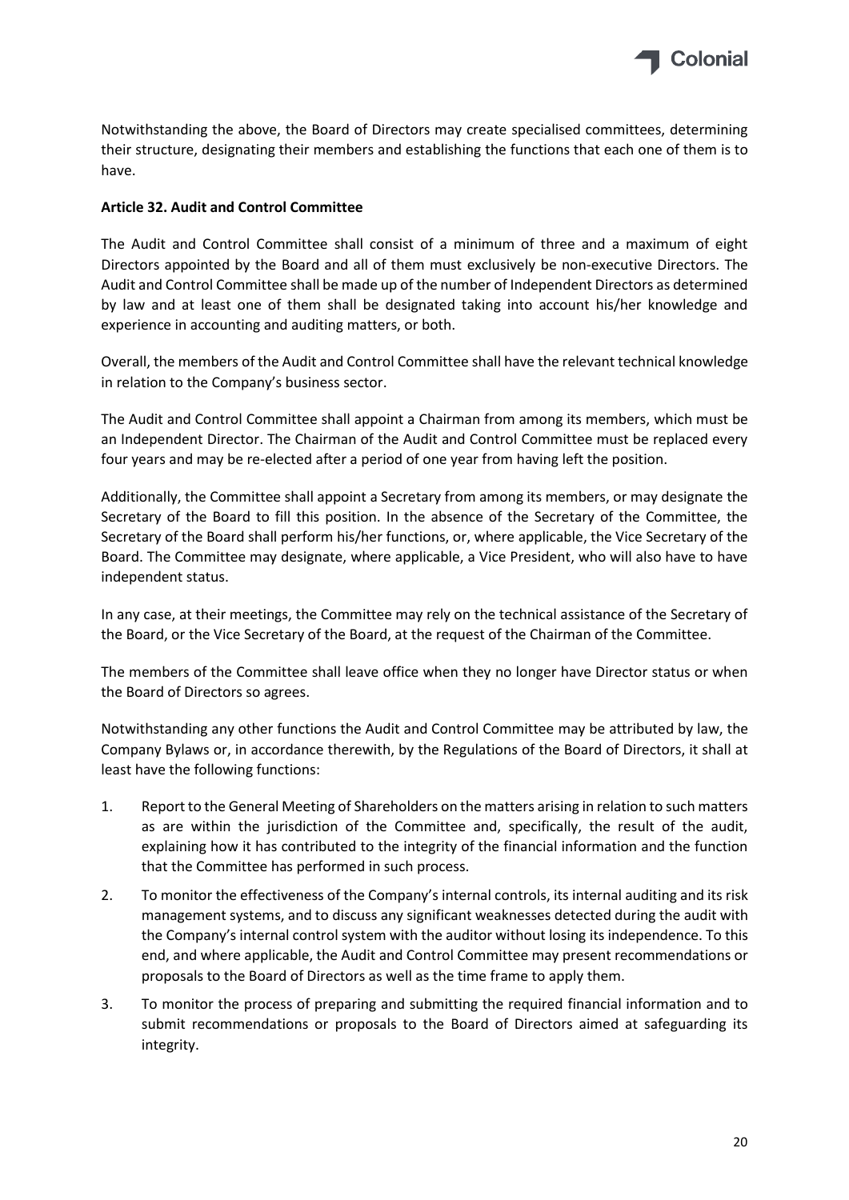Notwithstanding the above, the Board of Directors may create specialised committees, determining their structure, designating their members and establishing the functions that each one of them is to have.

**Article 32. Audit and Control Committee**

The Audit and Control Committee shall consist of a minimum of three and a maximum of eight Directors appointed by the Board and all of them must exclusively be non-executive Directors. The Audit and Control Committee shall be made up of the number of Independent Directors as determined by law and at least one of them shall be designated taking into account his/her knowledge and experience in accounting and auditing matters, or both.

Overall, the members of the Audit and Control Committee shall have the relevant technical knowledge in relation to the Company's business sector.

The Audit and Control Committee shall appoint a Chairman from among its members, which must be an Independent Director. The Chairman of the Audit and Control Committee must be replaced every four years and may be re-elected after a period of one year from having left the position.

Additionally, the Committee shall appoint a Secretary from among its members, or may designate the Secretary of the Board to fill this position. In the absence of the Secretary of the Committee, the Secretary of the Board shall perform his/her functions, or, where applicable, the Vice Secretary of the Board. The Committee may designate, where applicable, a Vice President, who will also have to have independent status.

In any case, at their meetings, the Committee may rely on the technical assistance of the Secretary of the Board, or the Vice Secretary of the Board, at the request of the Chairman of the Committee.

The members of the Committee shall leave office when they no longer have Director status or when the Board of Directors so agrees.

Notwithstanding any other functions the Audit and Control Committee may be attributed by law, the Company Bylaws or, in accordance therewith, by the Regulations of the Board of Directors, it shall at least have the following functions:

1. Report to the General Meeting of Shareholders on the matters arising in relation to such matters as are within the jurisdiction of the Committee and, specifically, the result of the audit, explaining how it has contributed to the integrity of the financial information and the function that the Committee has performed in such process.
2. To monitor the effectiveness of the Company's internal controls, its internal auditing and its risk management systems, and to discuss any significant weaknesses detected during the audit with the Company's internal control system with the auditor without losing its independence. To this end, and where applicable, the Audit and Control Committee may present recommendations or proposals to the Board of Directors as well as the time frame to apply them.
3. To monitor the process of preparing and submitting the required financial information and to submit recommendations or proposals to the Board of Directors aimed at safeguarding its integrity.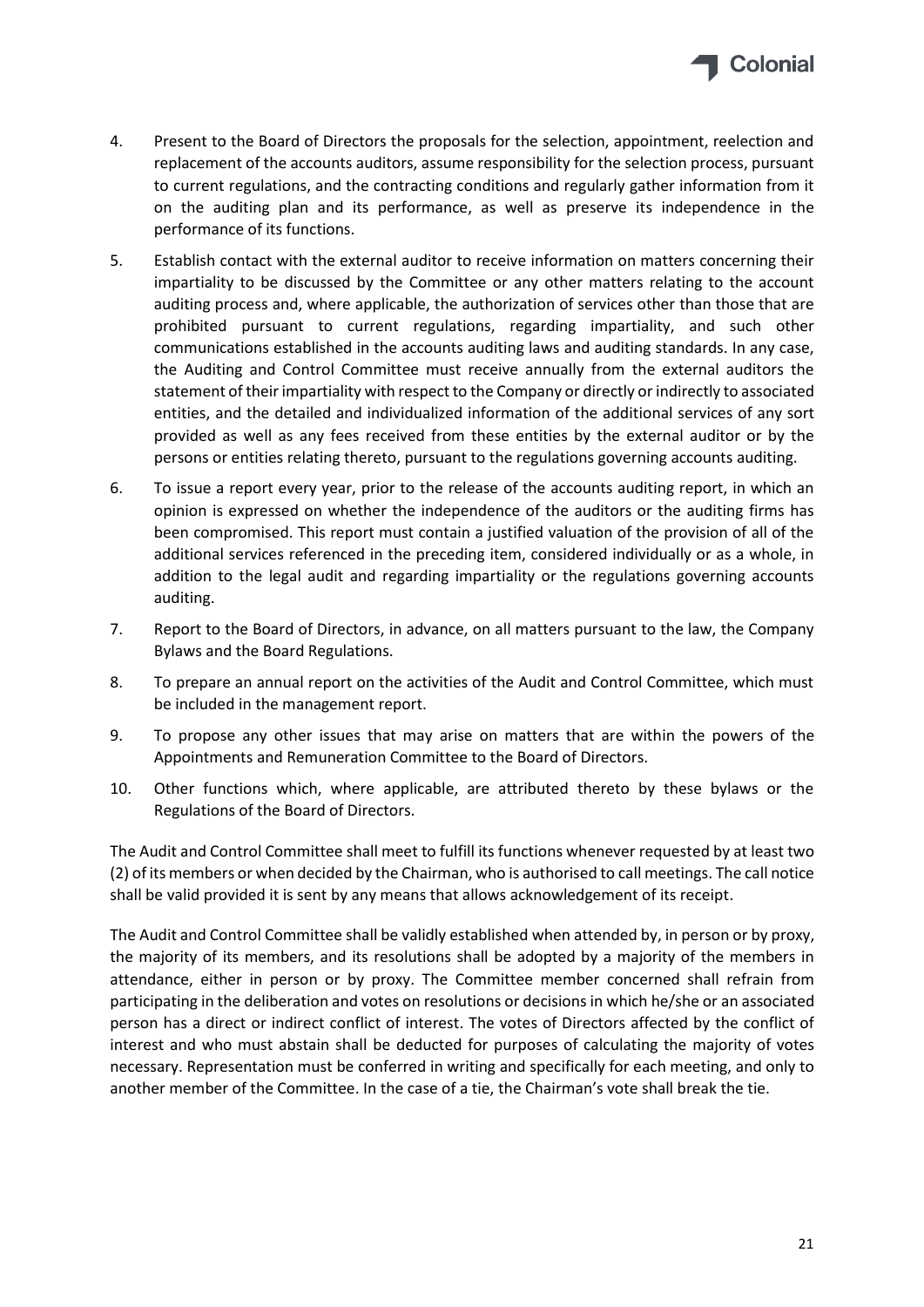4. Present to the Board of Directors the proposals for the selection, appointment, reelection and replacement of the accounts auditors, assume responsibility for the selection process, pursuant to current regulations, and the contracting conditions and regularly gather information from it on the auditing plan and its performance, as well as preserve its independence in the performance of its functions.

5. Establish contact with the external auditor to receive information on matters concerning their impartiality to be discussed by the Committee or any other matters relating to the account auditing process and, where applicable, the authorization of services other than those that are prohibited pursuant to current regulations, regarding impartiality, and such other communications established in the accounts auditing laws and auditing standards. In any case, the Auditing and Control Committee must receive annually from the external auditors the statement of their impartiality with respect to the Company or directly or indirectly to associated entities, and the detailed and individualized information of the additional services of any sort provided as well as any fees received from these entities by the external auditor or by the persons or entities relating thereto, pursuant to the regulations governing accounts auditing.

6. To issue a report every year, prior to the release of the accounts auditing report, in which an opinion is expressed on whether the independence of the auditors or the auditing firms has been compromised. This report must contain a justified valuation of the provision of all of the additional services referenced in the preceding item, considered individually or as a whole, in addition to the legal audit and regarding impartiality or the regulations governing accounts auditing.

7. Report to the Board of Directors, in advance, on all matters pursuant to the law, the Company Bylaws and the Board Regulations.

8. To prepare an annual report on the activities of the Audit and Control Committee, which must be included in the management report.

9. To propose any other issues that may arise on matters that are within the powers of the Appointments and Remuneration Committee to the Board of Directors.

10. Other functions which, where applicable, are attributed thereto by these bylaws or the Regulations of the Board of Directors.

The Audit and Control Committee shall meet to fulfill its functions whenever requested by at least two (2) of its members or when decided by the Chairman, who is authorised to call meetings. The call notice shall be valid provided it is sent by any means that allows acknowledgement of its receipt.

The Audit and Control Committee shall be validly established when attended by, in person or by proxy, the majority of its members, and its resolutions shall be adopted by a majority of the members in attendance, either in person or by proxy. The Committee member concerned shall refrain from participating in the deliberation and votes on resolutions or decisions in which he/she or an associated person has a direct or indirect conflict of interest. The votes of Directors affected by the conflict of interest and who must abstain shall be deducted for purposes of calculating the majority of votes necessary. Representation must be conferred in writing and specifically for each meeting, and only to another member of the Committee. In the case of a tie, the Chairman's vote shall break the tie.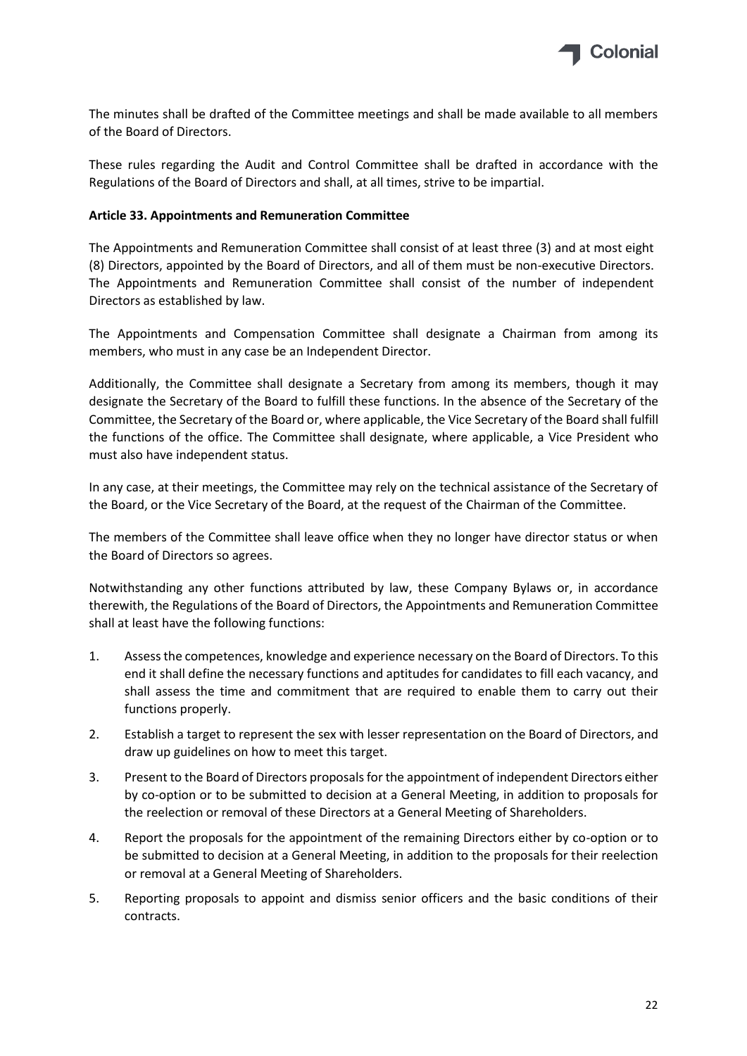The minutes shall be drafted of the Committee meetings and shall be made available to all members of the Board of Directors.

These rules regarding the Audit and Control Committee shall be drafted in accordance with the Regulations of the Board of Directors and shall, at all times, strive to be impartial.

**Article 33. Appointments and Remuneration Committee**

The Appointments and Remuneration Committee shall consist of at least three (3) and at most eight (8) Directors, appointed by the Board of Directors, and all of them must be non-executive Directors. The Appointments and Remuneration Committee shall consist of the number of independent Directors as established by law.

The Appointments and Compensation Committee shall designate a Chairman from among its members, who must in any case be an Independent Director.

Additionally, the Committee shall designate a Secretary from among its members, though it may designate the Secretary of the Board to fulfill these functions. In the absence of the Secretary of the Committee, the Secretary of the Board or, where applicable, the Vice Secretary of the Board shall fulfill the functions of the office. The Committee shall designate, where applicable, a Vice President who must also have independent status.

In any case, at their meetings, the Committee may rely on the technical assistance of the Secretary of the Board, or the Vice Secretary of the Board, at the request of the Chairman of the Committee.

The members of the Committee shall leave office when they no longer have director status or when the Board of Directors so agrees.

Notwithstanding any other functions attributed by law, these Company Bylaws or, in accordance therewith, the Regulations of the Board of Directors, the Appointments and Remuneration Committee shall at least have the following functions:

1. Assess the competences, knowledge and experience necessary on the Board of Directors. To this end it shall define the necessary functions and aptitudes for candidates to fill each vacancy, and shall assess the time and commitment that are required to enable them to carry out their functions properly.
2. Establish a target to represent the sex with lesser representation on the Board of Directors, and draw up guidelines on how to meet this target.
3. Present to the Board of Directors proposals for the appointment of independent Directors either by co-option or to be submitted to decision at a General Meeting, in addition to proposals for the reelection or removal of these Directors at a General Meeting of Shareholders.
4. Report the proposals for the appointment of the remaining Directors either by co-option or to be submitted to decision at a General Meeting, in addition to the proposals for their reelection or removal at a General Meeting of Shareholders.
5. Reporting proposals to appoint and dismiss senior officers and the basic conditions of their contracts.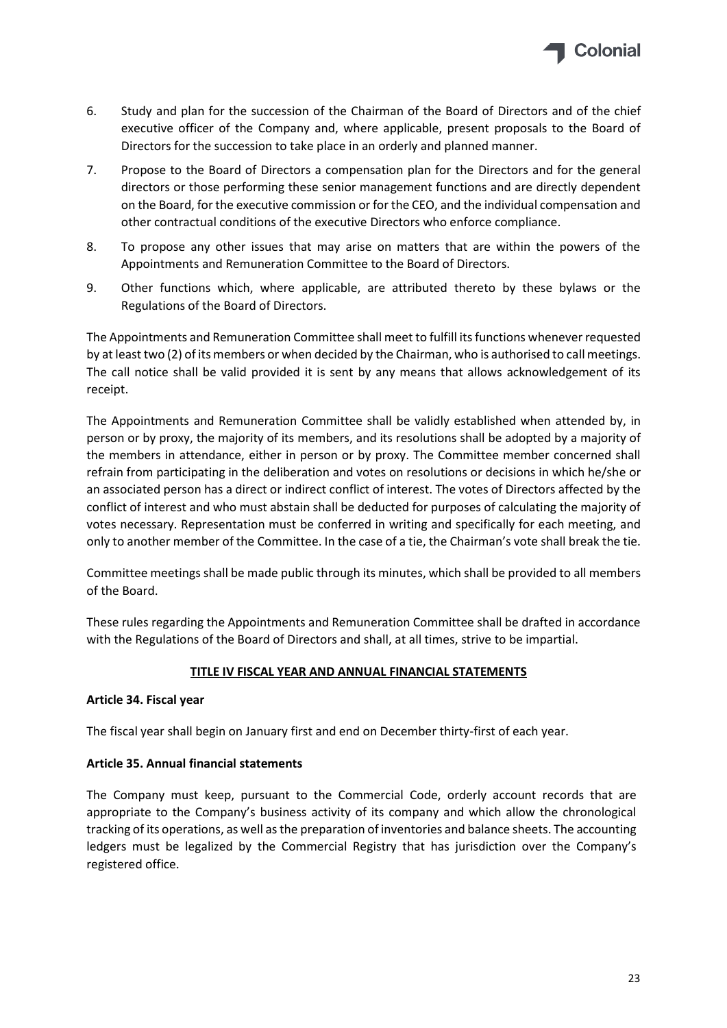6. Study and plan for the succession of the Chairman of the Board of Directors and of the chief executive officer of the Company and, where applicable, present proposals to the Board of Directors for the succession to take place in an orderly and planned manner.
7. Propose to the Board of Directors a compensation plan for the Directors and for the general directors or those performing these senior management functions and are directly dependent on the Board, for the executive commission or for the CEO, and the individual compensation and other contractual conditions of the executive Directors who enforce compliance.
8. To propose any other issues that may arise on matters that are within the powers of the Appointments and Remuneration Committee to the Board of Directors.
9. Other functions which, where applicable, are attributed thereto by these bylaws or the Regulations of the Board of Directors.

The Appointments and Remuneration Committee shall meet to fulfill its functions whenever requested by at least two (2) of its members or when decided by the Chairman, who is authorised to call meetings. The call notice shall be valid provided it is sent by any means that allows acknowledgement of its receipt.

The Appointments and Remuneration Committee shall be validly established when attended by, in person or by proxy, the majority of its members, and its resolutions shall be adopted by a majority of the members in attendance, either in person or by proxy. The Committee member concerned shall refrain from participating in the deliberation and votes on resolutions or decisions in which he/she or an associated person has a direct or indirect conflict of interest. The votes of Directors affected by the conflict of interest and who must abstain shall be deducted for purposes of calculating the majority of votes necessary. Representation must be conferred in writing and specifically for each meeting, and only to another member of the Committee. In the case of a tie, the Chairman's vote shall break the tie.

Committee meetings shall be made public through its minutes, which shall be provided to all members of the Board.

These rules regarding the Appointments and Remuneration Committee shall be drafted in accordance with the Regulations of the Board of Directors and shall, at all times, strive to be impartial.

## TITLE IV FISCAL YEAR AND ANNUAL FINANCIAL STATEMENTS

### Article 34. Fiscal year

The fiscal year shall begin on January first and end on December thirty-first of each year.

### Article 35. Annual financial statements

The Company must keep, pursuant to the Commercial Code, orderly account records that are appropriate to the Company's business activity of its company and which allow the chronological tracking of its operations, as well as the preparation of inventories and balance sheets. The accounting ledgers must be legalized by the Commercial Registry that has jurisdiction over the Company's registered office.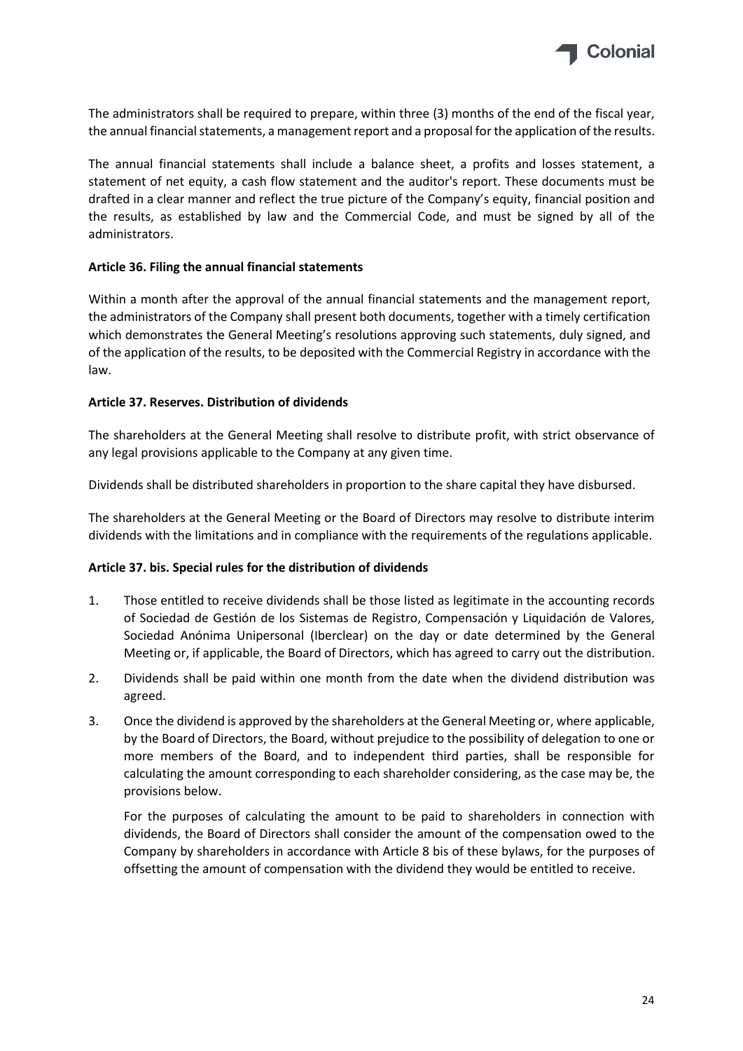The administrators shall be required to prepare, within three (3) months of the end of the fiscal year, the annual financial statements, a management report and a proposal for the application of the results.

The annual financial statements shall include a balance sheet, a profits and losses statement, a statement of net equity, a cash flow statement and the auditor's report. These documents must be drafted in a clear manner and reflect the true picture of the Company's equity, financial position and the results, as established by law and the Commercial Code, and must be signed by all of the administrators.

**Article 36. Filing the annual financial statements**

Within a month after the approval of the annual financial statements and the management report, the administrators of the Company shall present both documents, together with a timely certification which demonstrates the General Meeting's resolutions approving such statements, duly signed, and of the application of the results, to be deposited with the Commercial Registry in accordance with the law.

**Article 37. Reserves. Distribution of dividends**

The shareholders at the General Meeting shall resolve to distribute profit, with strict observance of any legal provisions applicable to the Company at any given time.

Dividends shall be distributed shareholders in proportion to the share capital they have disbursed.

The shareholders at the General Meeting or the Board of Directors may resolve to distribute interim dividends with the limitations and in compliance with the requirements of the regulations applicable.

**Article 37. bis. Special rules for the distribution of dividends**

1. Those entitled to receive dividends shall be those listed as legitimate in the accounting records of Sociedad de Gestión de los Sistemas de Registro, Compensación y Liquidación de Valores, Sociedad Anónima Unipersonal (Iberclear) on the day or date determined by the General Meeting or, if applicable, the Board of Directors, which has agreed to carry out the distribution.

2. Dividends shall be paid within one month from the date when the dividend distribution was agreed.

3. Once the dividend is approved by the shareholders at the General Meeting or, where applicable, by the Board of Directors, the Board, without prejudice to the possibility of delegation to one or more members of the Board, and to independent third parties, shall be responsible for calculating the amount corresponding to each shareholder considering, as the case may be, the provisions below.

   For the purposes of calculating the amount to be paid to shareholders in connection with dividends, the Board of Directors shall consider the amount of the compensation owed to the Company by shareholders in accordance with Article 8 bis of these bylaws, for the purposes of offsetting the amount of compensation with the dividend they would be entitled to receive.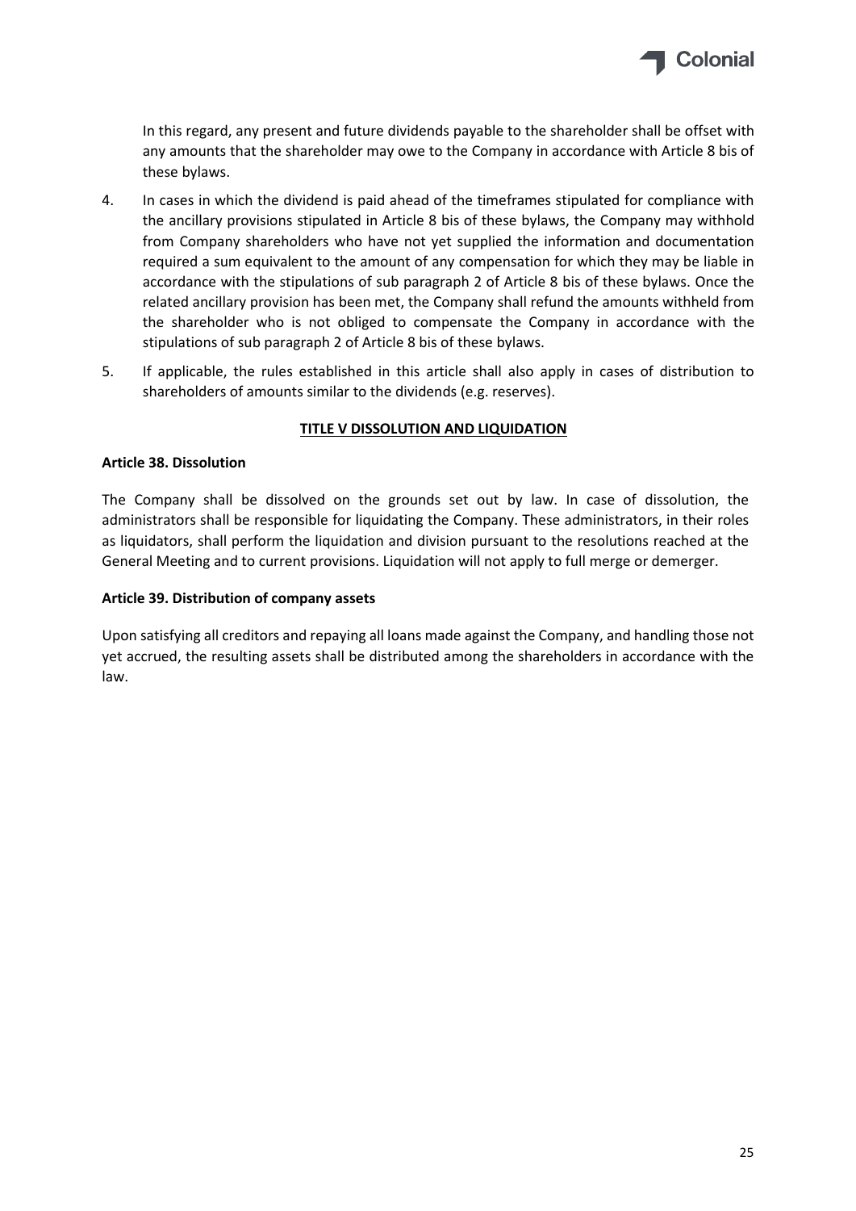In this regard, any present and future dividends payable to the shareholder shall be offset with any amounts that the shareholder may owe to the Company in accordance with Article 8 bis of these bylaws.

4. In cases in which the dividend is paid ahead of the timeframes stipulated for compliance with the ancillary provisions stipulated in Article 8 bis of these bylaws, the Company may withhold from Company shareholders who have not yet supplied the information and documentation required a sum equivalent to the amount of any compensation for which they may be liable in accordance with the stipulations of sub paragraph 2 of Article 8 bis of these bylaws. Once the related ancillary provision has been met, the Company shall refund the amounts withheld from the shareholder who is not obliged to compensate the Company in accordance with the stipulations of sub paragraph 2 of Article 8 bis of these bylaws.

5. If applicable, the rules established in this article shall also apply in cases of distribution to shareholders of amounts similar to the dividends (e.g. reserves).

## TITLE V DISSOLUTION AND LIQUIDATION

### Article 38. Dissolution

The Company shall be dissolved on the grounds set out by law. In case of dissolution, the administrators shall be responsible for liquidating the Company. These administrators, in their roles as liquidators, shall perform the liquidation and division pursuant to the resolutions reached at the General Meeting and to current provisions. Liquidation will not apply to full merge or demerger.

### Article 39. Distribution of company assets

Upon satisfying all creditors and repaying all loans made against the Company, and handling those not yet accrued, the resulting assets shall be distributed among the shareholders in accordance with the law.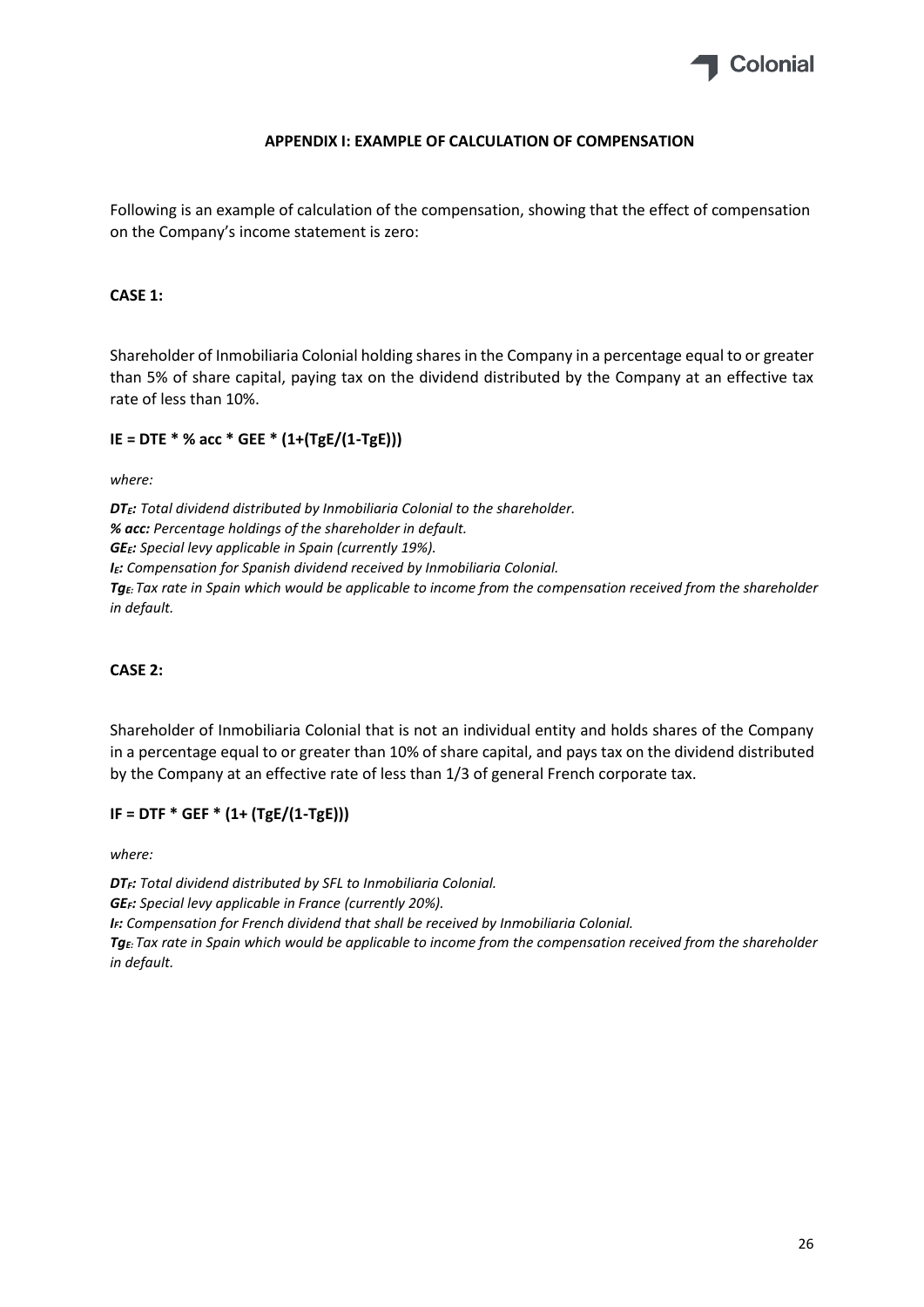## APPENDIX I: EXAMPLE OF CALCULATION OF COMPENSATION

Following is an example of calculation of the compensation, showing that the effect of compensation on the Company's income statement is zero:

**CASE 1:**

Shareholder of Inmobiliaria Colonial holding shares in the Company in a percentage equal to or greater than 5% of share capital, paying tax on the dividend distributed by the Company at an effective tax rate of less than 10%.

$$IE = DTE * \% acc * GEE * (1+(TgE/(1-TgE)))$$

*where:*

***$DT_E$:*** *Total dividend distributed by Inmobiliaria Colonial to the shareholder.*
***% acc:*** *Percentage holdings of the shareholder in default.*
***$GE_E$:*** *Special levy applicable in Spain (currently 19%).*
***$I_E$:*** *Compensation for Spanish dividend received by Inmobiliaria Colonial.*
***$Tg_E$:*** *Tax rate in Spain which would be applicable to income from the compensation received from the shareholder in default.*

**CASE 2:**

Shareholder of Inmobiliaria Colonial that is not an individual entity and holds shares of the Company in a percentage equal to or greater than 10% of share capital, and pays tax on the dividend distributed by the Company at an effective rate of less than 1/3 of general French corporate tax.

$$IF = DTF * GEF * (1+ (TgE/(1-TgE)))$$

*where:*

***$DT_F$:*** *Total dividend distributed by SFL to Inmobiliaria Colonial.*
***$GE_F$:*** *Special levy applicable in France (currently 20%).*
***$I_F$:*** *Compensation for French dividend that shall be received by Inmobiliaria Colonial.*
***$Tg_E$:*** *Tax rate in Spain which would be applicable to income from the compensation received from the shareholder in default.*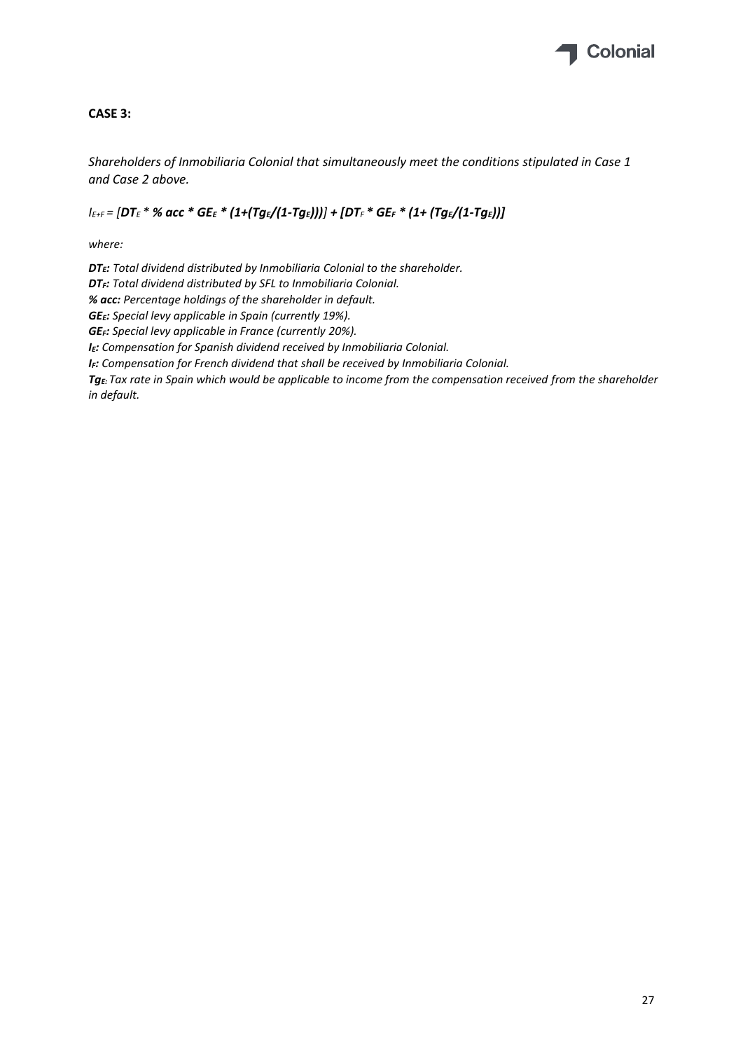**CASE 3:**

*Shareholders of Inmobiliaria Colonial that simultaneously meet the conditions stipulated in Case 1 and Case 2 above.*

$$I_{E+F} = [DT_E * \%\,acc * GE_E * (1+(Tg_E/(1-Tg_E)))] + [DT_F * GE_F * (1+ (Tg_E/(1-Tg_E))]$$

*where:*

***$DT_E$:*** *Total dividend distributed by Inmobiliaria Colonial to the shareholder.*
***$DT_F$:*** *Total dividend distributed by SFL to Inmobiliaria Colonial.*
***% acc:*** *Percentage holdings of the shareholder in default.*
***$GE_E$:*** *Special levy applicable in Spain (currently 19%).*
***$GE_F$:*** *Special levy applicable in France (currently 20%).*
***$I_E$:*** *Compensation for Spanish dividend received by Inmobiliaria Colonial.*
***$I_F$:*** *Compensation for French dividend that shall be received by Inmobiliaria Colonial.*
***$Tg_E$:*** *Tax rate in Spain which would be applicable to income from the compensation received from the shareholder in default.*